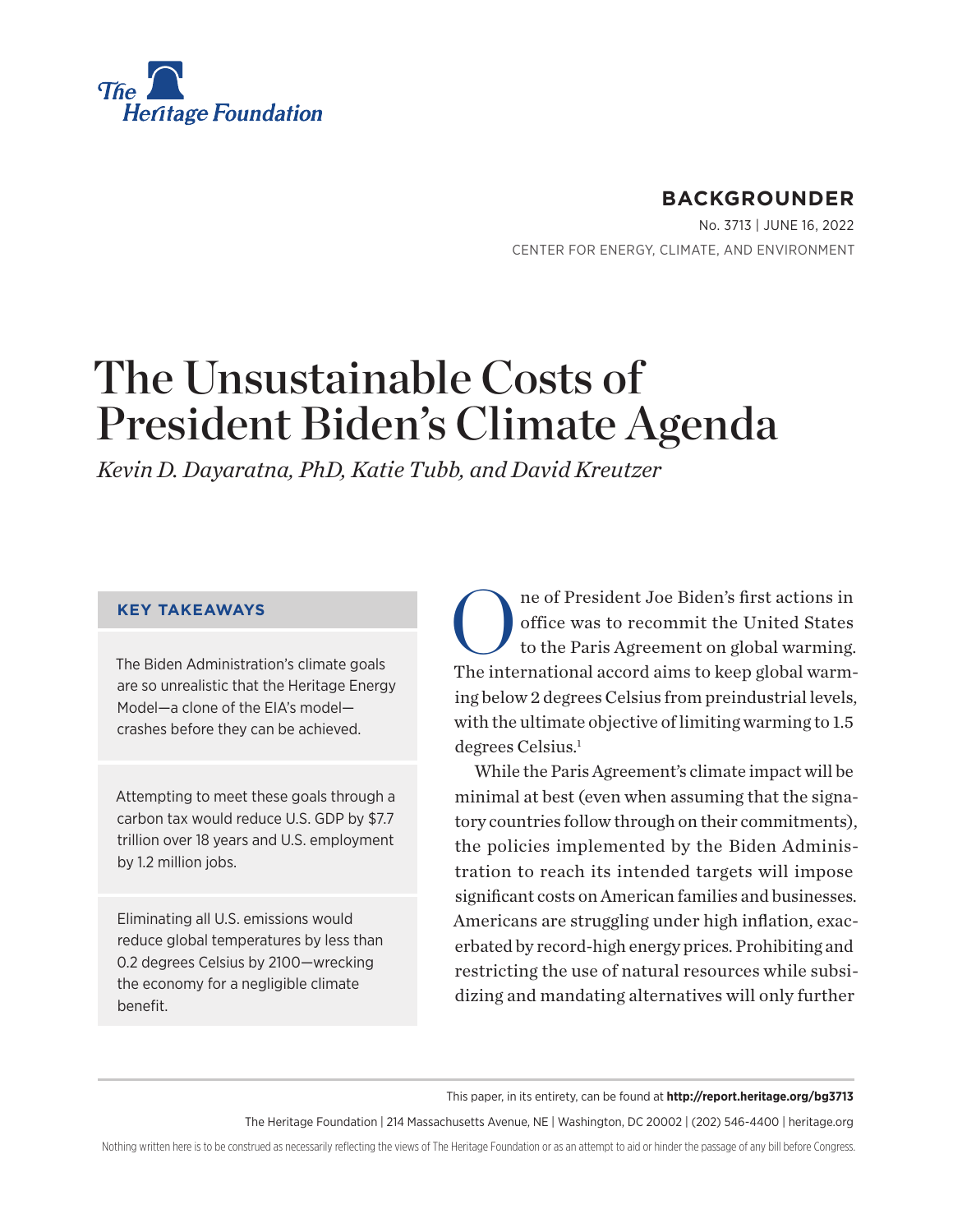The Heritage Foundation

**BACKGROUNDER**

No. 3713 | JUNE 16, 2022

CENTER FOR ENERGY, CLIMATE, AND ENVIRONMENT

# The Unsustainable Costs of President Biden's Climate Agenda

*Kevin D. Dayaratna, PhD, Katie Tubb, and David Kreutzer*

### KEY TAKEAWAYS

The Biden Administration's climate goals are so unrealistic that the Heritage Energy Model—a clone of the EIA's model—crashes before they can be achieved.

Attempting to meet these goals through a carbon tax would reduce U.S. GDP by $7.7 trillion over 18 years and U.S. employment by 1.2 million jobs.

Eliminating all U.S. emissions would reduce global temperatures by less than 0.2 degrees Celsius by 2100—wrecking the economy for a negligible climate benefit.

One of President Joe Biden's first actions in office was to recommit the United States to the Paris Agreement on global warming. The international accord aims to keep global warming below 2 degrees Celsius from preindustrial levels, with the ultimate objective of limiting warming to 1.5 degrees Celsius.[1]

While the Paris Agreement's climate impact will be minimal at best (even when assuming that the signatory countries follow through on their commitments), the policies implemented by the Biden Administration to reach its intended targets will impose significant costs on American families and businesses. Americans are struggling under high inflation, exacerbated by record-high energy prices. Prohibiting and restricting the use of natural resources while subsidizing and mandating alternatives will only further

This paper, in its entirety, can be found at **http://report.heritage.org/bg3713**

The Heritage Foundation | 214 Massachusetts Avenue, NE | Washington, DC 20002 | (202) 546-4400 | heritage.org

Nothing written here is to be construed as necessarily reflecting the views of The Heritage Foundation or as an attempt to aid or hinder the passage of any bill before Congress.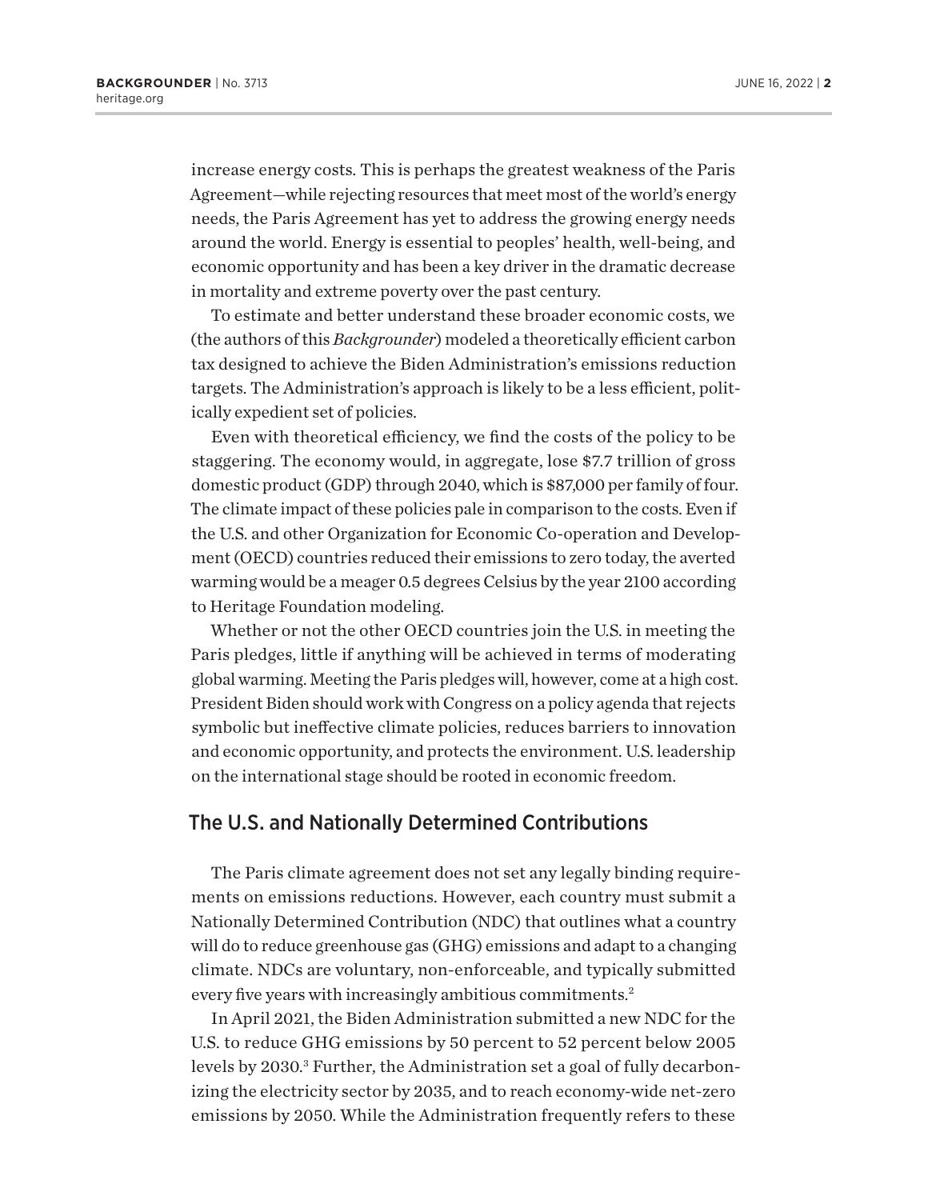increase energy costs. This is perhaps the greatest weakness of the Paris Agreement—while rejecting resources that meet most of the world's energy needs, the Paris Agreement has yet to address the growing energy needs around the world. Energy is essential to peoples' health, well-being, and economic opportunity and has been a key driver in the dramatic decrease in mortality and extreme poverty over the past century.

To estimate and better understand these broader economic costs, we (the authors of this *Backgrounder*) modeled a theoretically efficient carbon tax designed to achieve the Biden Administration's emissions reduction targets. The Administration's approach is likely to be a less efficient, politically expedient set of policies.

Even with theoretical efficiency, we find the costs of the policy to be staggering. The economy would, in aggregate, lose $7.7 trillion of gross domestic product (GDP) through 2040, which is $87,000 per family of four. The climate impact of these policies pale in comparison to the costs. Even if the U.S. and other Organization for Economic Co-operation and Development (OECD) countries reduced their emissions to zero today, the averted warming would be a meager 0.5 degrees Celsius by the year 2100 according to Heritage Foundation modeling.

Whether or not the other OECD countries join the U.S. in meeting the Paris pledges, little if anything will be achieved in terms of moderating global warming. Meeting the Paris pledges will, however, come at a high cost. President Biden should work with Congress on a policy agenda that rejects symbolic but ineffective climate policies, reduces barriers to innovation and economic opportunity, and protects the environment. U.S. leadership on the international stage should be rooted in economic freedom.

## The U.S. and Nationally Determined Contributions

The Paris climate agreement does not set any legally binding requirements on emissions reductions. However, each country must submit a Nationally Determined Contribution (NDC) that outlines what a country will do to reduce greenhouse gas (GHG) emissions and adapt to a changing climate. NDCs are voluntary, non-enforceable, and typically submitted every five years with increasingly ambitious commitments.[2]

In April 2021, the Biden Administration submitted a new NDC for the U.S. to reduce GHG emissions by 50 percent to 52 percent below 2005 levels by 2030.[3] Further, the Administration set a goal of fully decarbonizing the electricity sector by 2035, and to reach economy-wide net-zero emissions by 2050. While the Administration frequently refers to these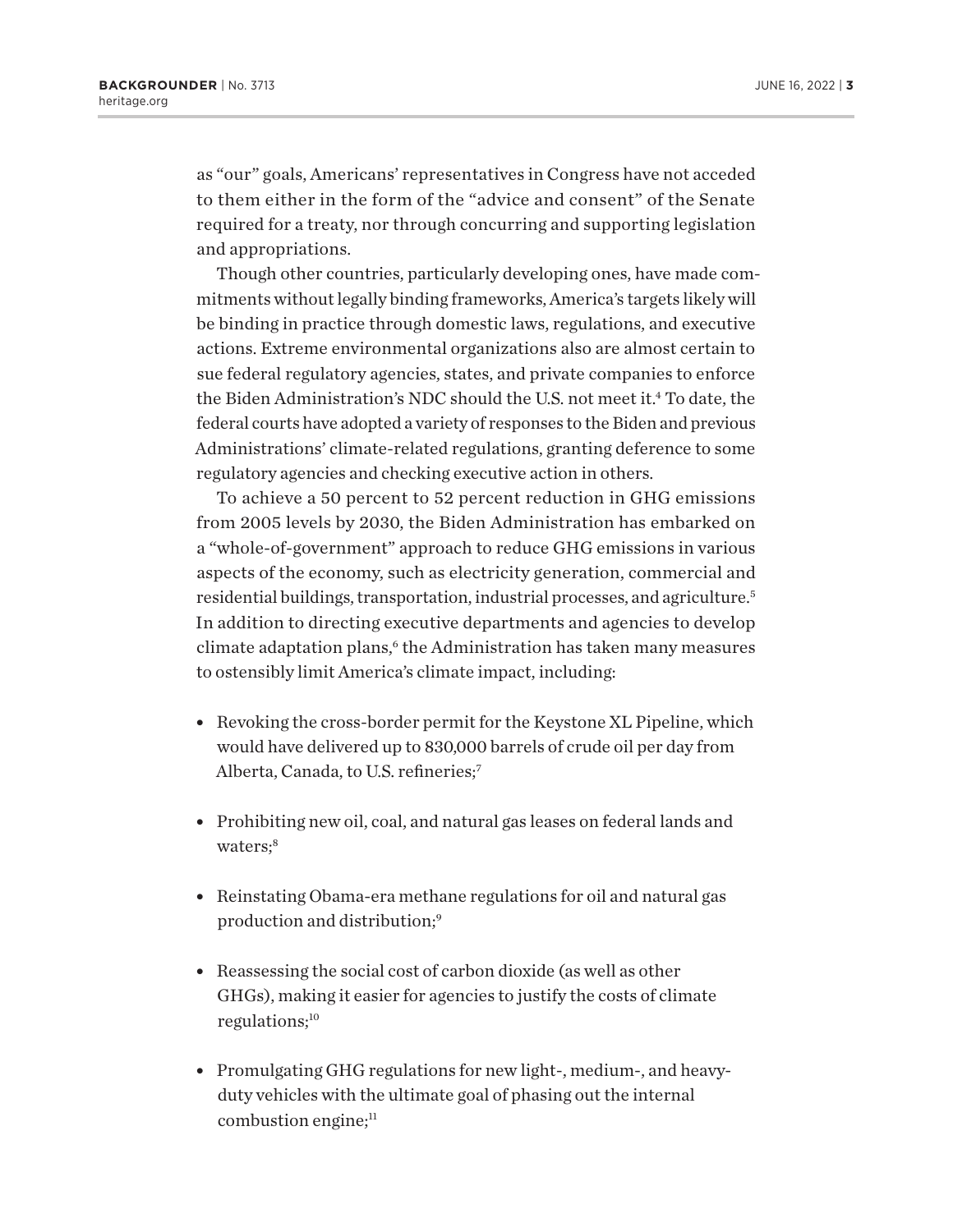as "our" goals, Americans' representatives in Congress have not acceded to them either in the form of the "advice and consent" of the Senate required for a treaty, nor through concurring and supporting legislation and appropriations.

Though other countries, particularly developing ones, have made commitments without legally binding frameworks, America's targets likely will be binding in practice through domestic laws, regulations, and executive actions. Extreme environmental organizations also are almost certain to sue federal regulatory agencies, states, and private companies to enforce the Biden Administration's NDC should the U.S. not meet it.[4] To date, the federal courts have adopted a variety of responses to the Biden and previous Administrations' climate-related regulations, granting deference to some regulatory agencies and checking executive action in others.

To achieve a 50 percent to 52 percent reduction in GHG emissions from 2005 levels by 2030, the Biden Administration has embarked on a "whole-of-government" approach to reduce GHG emissions in various aspects of the economy, such as electricity generation, commercial and residential buildings, transportation, industrial processes, and agriculture.[5] In addition to directing executive departments and agencies to develop climate adaptation plans,[6] the Administration has taken many measures to ostensibly limit America's climate impact, including:

- Revoking the cross-border permit for the Keystone XL Pipeline, which would have delivered up to 830,000 barrels of crude oil per day from Alberta, Canada, to U.S. refineries;[7]
- Prohibiting new oil, coal, and natural gas leases on federal lands and waters;[8]
- Reinstating Obama-era methane regulations for oil and natural gas production and distribution;[9]
- Reassessing the social cost of carbon dioxide (as well as other GHGs), making it easier for agencies to justify the costs of climate regulations;[10]
- Promulgating GHG regulations for new light-, medium-, and heavy-duty vehicles with the ultimate goal of phasing out the internal combustion engine;[11]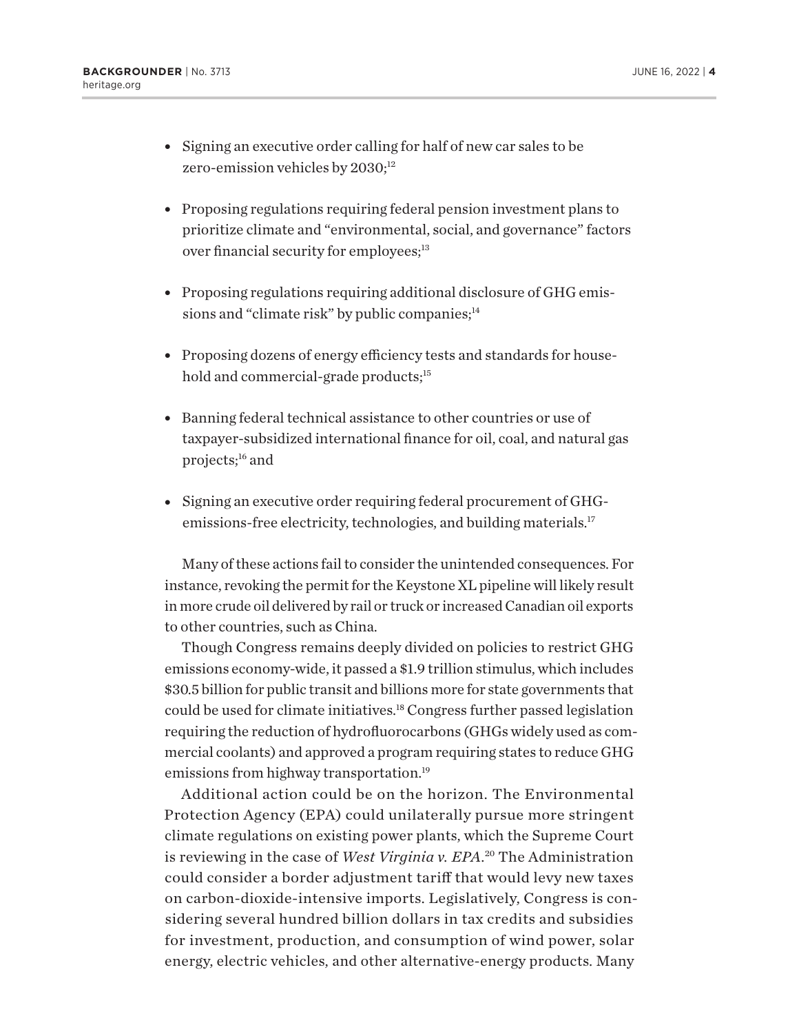- Signing an executive order calling for half of new car sales to be zero-emission vehicles by 2030;[12]
- Proposing regulations requiring federal pension investment plans to prioritize climate and "environmental, social, and governance" factors over financial security for employees;[13]
- Proposing regulations requiring additional disclosure of GHG emissions and "climate risk" by public companies;[14]
- Proposing dozens of energy efficiency tests and standards for household and commercial-grade products;[15]
- Banning federal technical assistance to other countries or use of taxpayer-subsidized international finance for oil, coal, and natural gas projects;[16] and
- Signing an executive order requiring federal procurement of GHG-emissions-free electricity, technologies, and building materials.[17]

Many of these actions fail to consider the unintended consequences. For instance, revoking the permit for the Keystone XL pipeline will likely result in more crude oil delivered by rail or truck or increased Canadian oil exports to other countries, such as China.

Though Congress remains deeply divided on policies to restrict GHG emissions economy-wide, it passed a $1.9 trillion stimulus, which includes $30.5 billion for public transit and billions more for state governments that could be used for climate initiatives.[18] Congress further passed legislation requiring the reduction of hydrofluorocarbons (GHGs widely used as commercial coolants) and approved a program requiring states to reduce GHG emissions from highway transportation.[19]

Additional action could be on the horizon. The Environmental Protection Agency (EPA) could unilaterally pursue more stringent climate regulations on existing power plants, which the Supreme Court is reviewing in the case of *West Virginia v. EPA*.[20] The Administration could consider a border adjustment tariff that would levy new taxes on carbon-dioxide-intensive imports. Legislatively, Congress is considering several hundred billion dollars in tax credits and subsidies for investment, production, and consumption of wind power, solar energy, electric vehicles, and other alternative-energy products. Many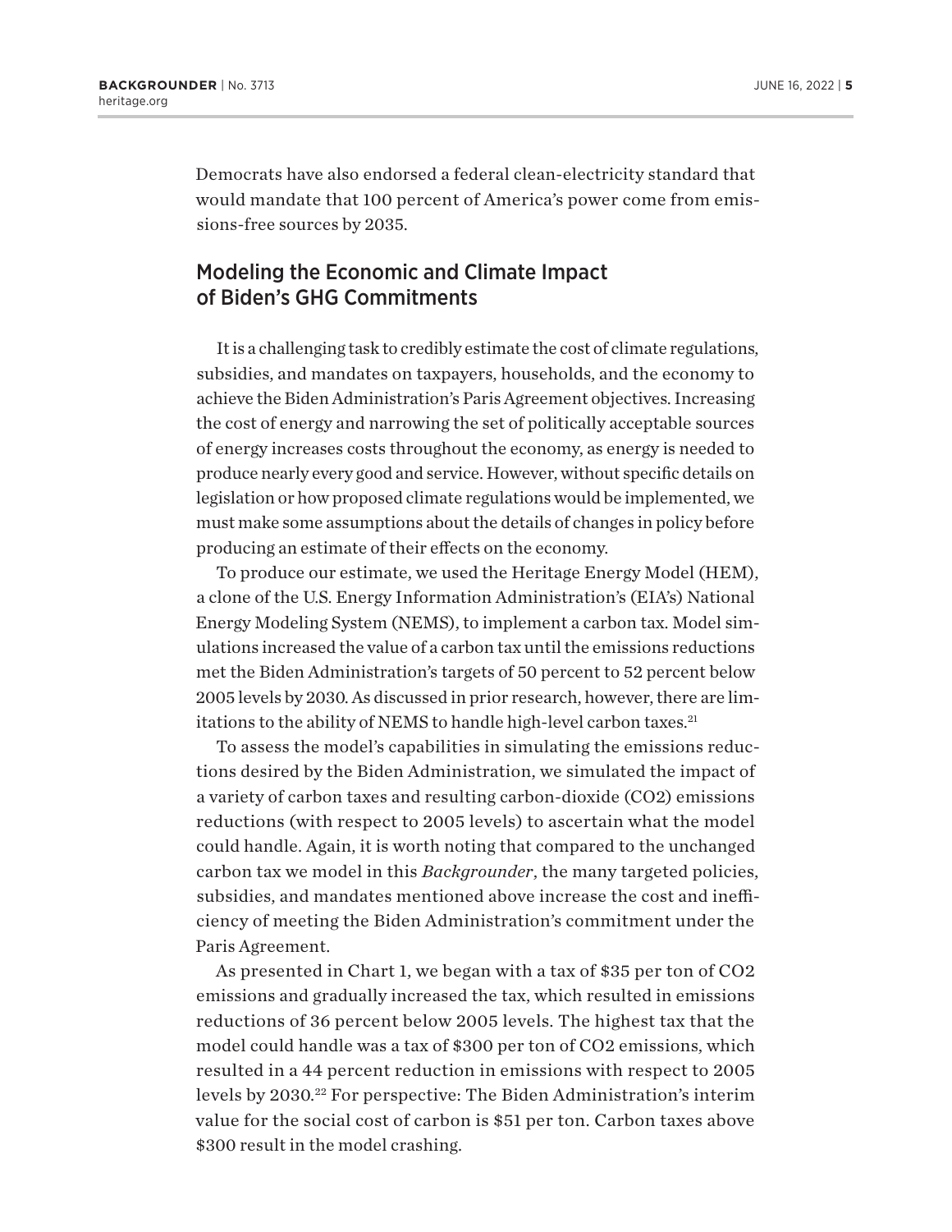Democrats have also endorsed a federal clean-electricity standard that would mandate that 100 percent of America's power come from emissions-free sources by 2035.

## Modeling the Economic and Climate Impact of Biden's GHG Commitments

It is a challenging task to credibly estimate the cost of climate regulations, subsidies, and mandates on taxpayers, households, and the economy to achieve the Biden Administration's Paris Agreement objectives. Increasing the cost of energy and narrowing the set of politically acceptable sources of energy increases costs throughout the economy, as energy is needed to produce nearly every good and service. However, without specific details on legislation or how proposed climate regulations would be implemented, we must make some assumptions about the details of changes in policy before producing an estimate of their effects on the economy.

To produce our estimate, we used the Heritage Energy Model (HEM), a clone of the U.S. Energy Information Administration's (EIA's) National Energy Modeling System (NEMS), to implement a carbon tax. Model simulations increased the value of a carbon tax until the emissions reductions met the Biden Administration's targets of 50 percent to 52 percent below 2005 levels by 2030. As discussed in prior research, however, there are limitations to the ability of NEMS to handle high-level carbon taxes.[21]

To assess the model's capabilities in simulating the emissions reductions desired by the Biden Administration, we simulated the impact of a variety of carbon taxes and resulting carbon-dioxide (CO2) emissions reductions (with respect to 2005 levels) to ascertain what the model could handle. Again, it is worth noting that compared to the unchanged carbon tax we model in this *Backgrounder*, the many targeted policies, subsidies, and mandates mentioned above increase the cost and inefficiency of meeting the Biden Administration's commitment under the Paris Agreement.

As presented in Chart 1, we began with a tax of $35 per ton of CO2 emissions and gradually increased the tax, which resulted in emissions reductions of 36 percent below 2005 levels. The highest tax that the model could handle was a tax of $300 per ton of CO2 emissions, which resulted in a 44 percent reduction in emissions with respect to 2005 levels by 2030.[22] For perspective: The Biden Administration's interim value for the social cost of carbon is $51 per ton. Carbon taxes above $300 result in the model crashing.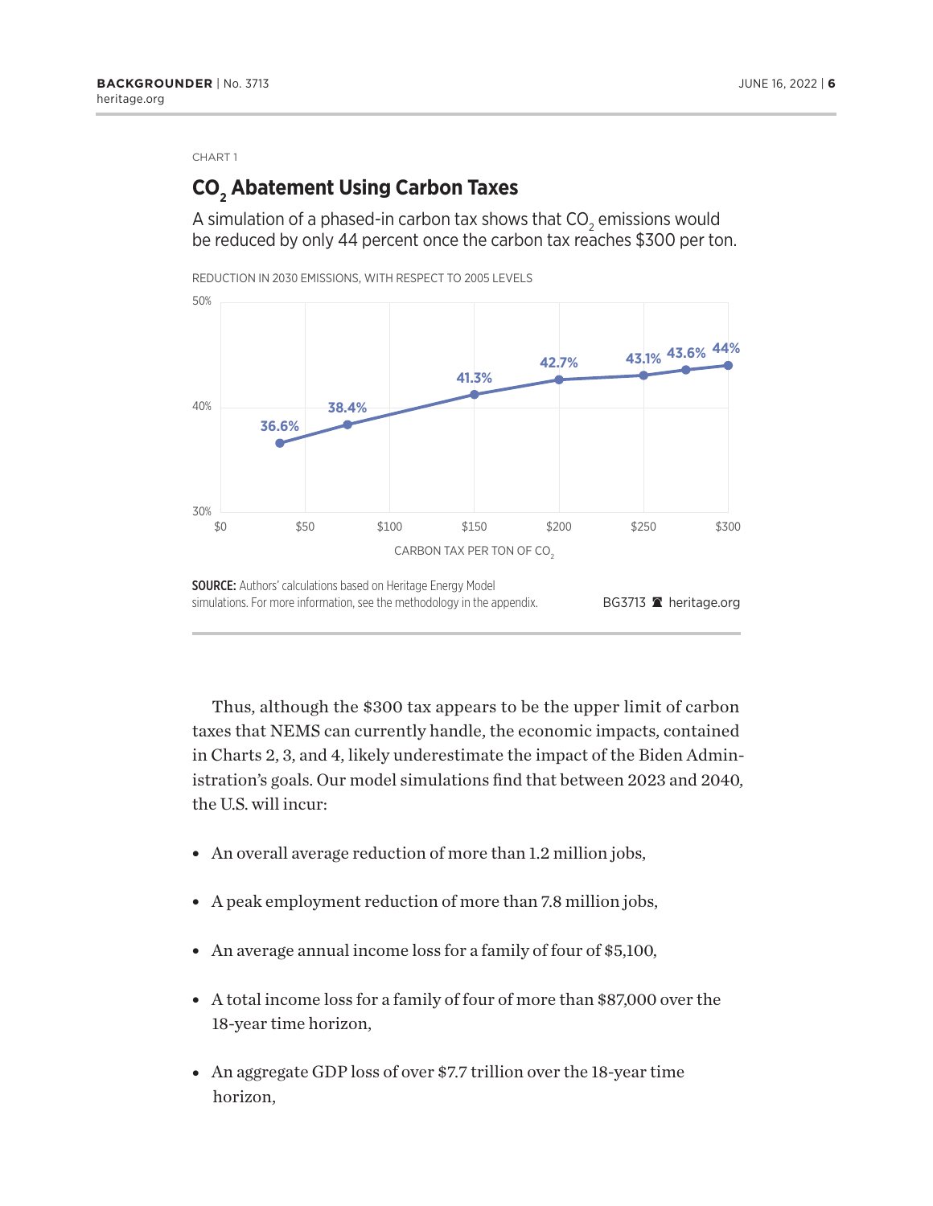CHART 1

## $CO_2$ Abatement Using Carbon Taxes

A simulation of a phased-in carbon tax shows that $CO_2$ emissions would be reduced by only 44 percent once the carbon tax reaches $300 per ton.

REDUCTION IN 2030 EMISSIONS, WITH RESPECT TO 2005 LEVELS

| Carbon Tax per Ton of $CO_2$ | Reduction |
|---|---|
| ~$35 | 36.6% |
| ~$75 | 38.4% |
| $150 | 41.3% |
| $200 | 42.7% |
| $250 | 43.1% |
| ~$275 | 43.6% |
| $300 | 44% |

CARBON TAX PER TON OF $CO_2$

**SOURCE:** Authors' calculations based on Heritage Energy Model simulations. For more information, see the methodology in the appendix.

BG3713 heritage.org

Thus, although the $300 tax appears to be the upper limit of carbon taxes that NEMS can currently handle, the economic impacts, contained in Charts 2, 3, and 4, likely underestimate the impact of the Biden Administration's goals. Our model simulations find that between 2023 and 2040, the U.S. will incur:

- An overall average reduction of more than 1.2 million jobs,
- A peak employment reduction of more than 7.8 million jobs,
- An average annual income loss for a family of four of $5,100,
- A total income loss for a family of four of more than $87,000 over the 18-year time horizon,
- An aggregate GDP loss of over $7.7 trillion over the 18-year time horizon,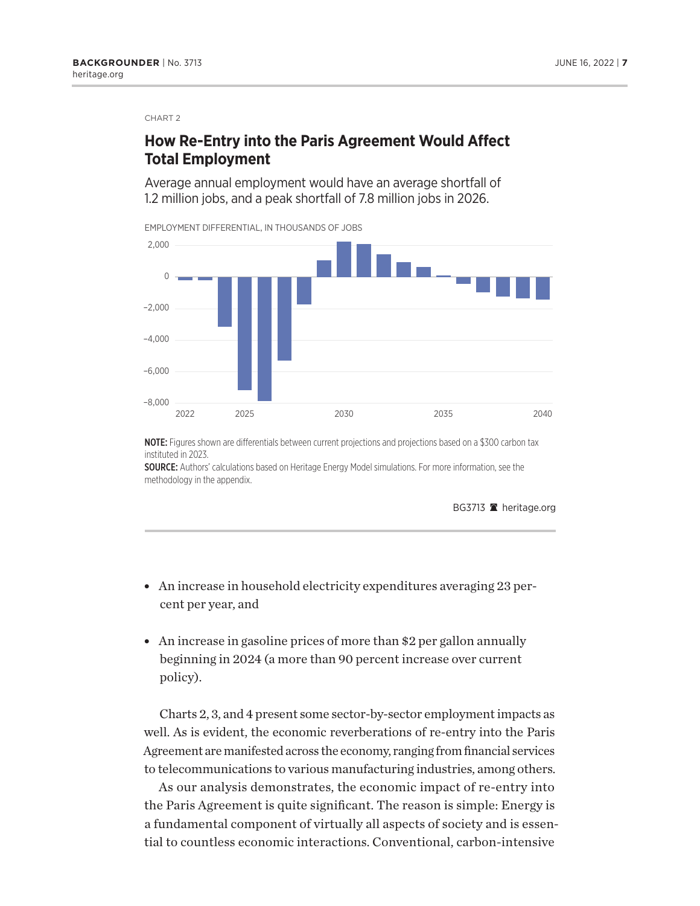CHART 2

## How Re-Entry into the Paris Agreement Would Affect Total Employment

Average annual employment would have an average shortfall of 1.2 million jobs, and a peak shortfall of 7.8 million jobs in 2026.

EMPLOYMENT DIFFERENTIAL, IN THOUSANDS OF JOBS

**NOTE:** Figures shown are differentials between current projections and projections based on a $300 carbon tax instituted in 2023.

**SOURCE:** Authors' calculations based on Heritage Energy Model simulations. For more information, see the methodology in the appendix.

BG3713 heritage.org

- An increase in household electricity expenditures averaging 23 percent per year, and
- An increase in gasoline prices of more than $2 per gallon annually beginning in 2024 (a more than 90 percent increase over current policy).

Charts 2, 3, and 4 present some sector-by-sector employment impacts as well. As is evident, the economic reverberations of re-entry into the Paris Agreement are manifested across the economy, ranging from financial services to telecommunications to various manufacturing industries, among others.

As our analysis demonstrates, the economic impact of re-entry into the Paris Agreement is quite significant. The reason is simple: Energy is a fundamental component of virtually all aspects of society and is essential to countless economic interactions. Conventional, carbon-intensive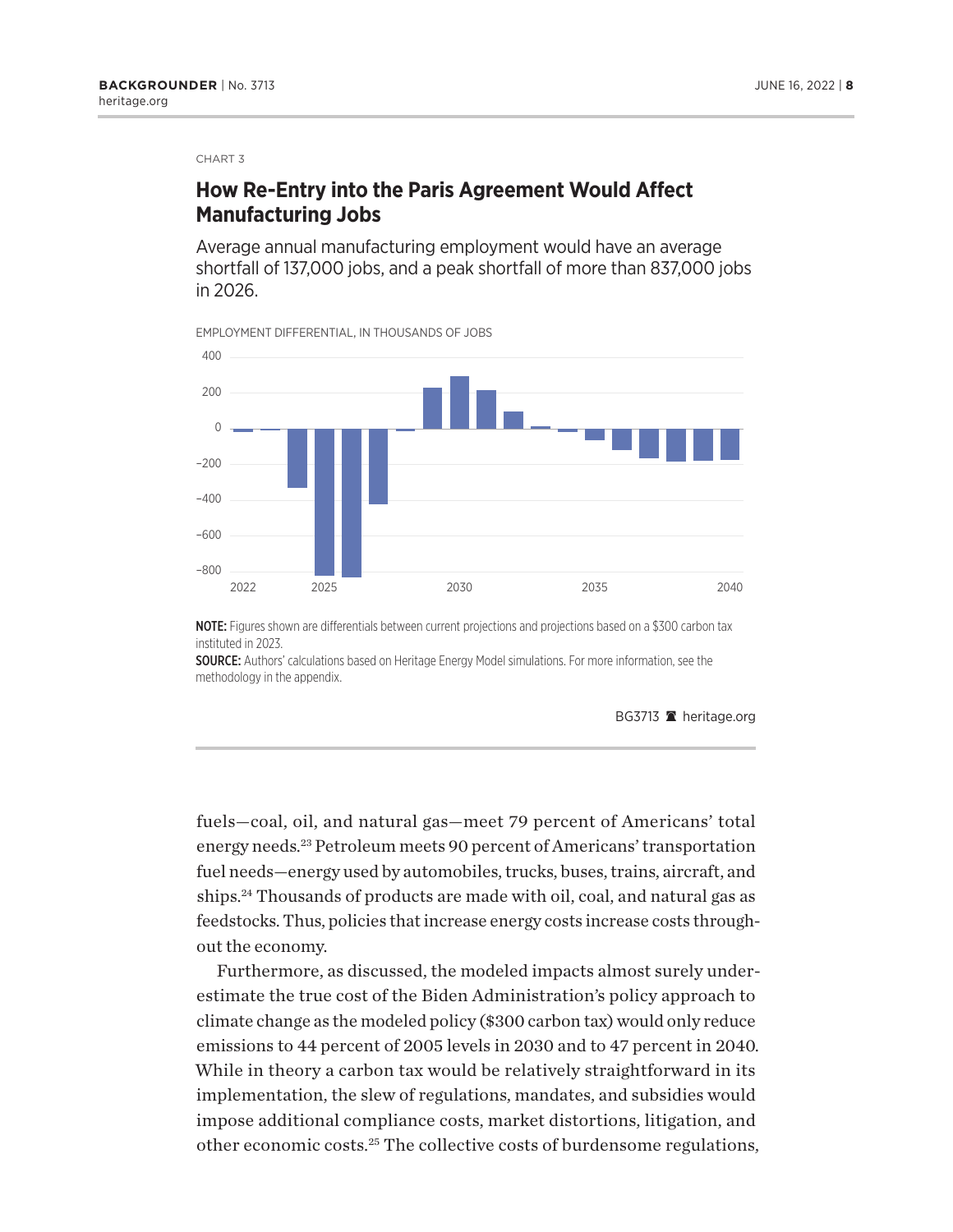CHART 3

## How Re-Entry into the Paris Agreement Would Affect Manufacturing Jobs

Average annual manufacturing employment would have an average shortfall of 137,000 jobs, and a peak shortfall of more than 837,000 jobs in 2026.

EMPLOYMENT DIFFERENTIAL, IN THOUSANDS OF JOBS

**NOTE:** Figures shown are differentials between current projections and projections based on a $300 carbon tax instituted in 2023.

**SOURCE:** Authors' calculations based on Heritage Energy Model simulations. For more information, see the methodology in the appendix.

BG3713 heritage.org

fuels—coal, oil, and natural gas—meet 79 percent of Americans' total energy needs.[23] Petroleum meets 90 percent of Americans' transportation fuel needs—energy used by automobiles, trucks, buses, trains, aircraft, and ships.[24] Thousands of products are made with oil, coal, and natural gas as feedstocks. Thus, policies that increase energy costs increase costs throughout the economy.

Furthermore, as discussed, the modeled impacts almost surely underestimate the true cost of the Biden Administration's policy approach to climate change as the modeled policy ($300 carbon tax) would only reduce emissions to 44 percent of 2005 levels in 2030 and to 47 percent in 2040. While in theory a carbon tax would be relatively straightforward in its implementation, the slew of regulations, mandates, and subsidies would impose additional compliance costs, market distortions, litigation, and other economic costs.[25] The collective costs of burdensome regulations,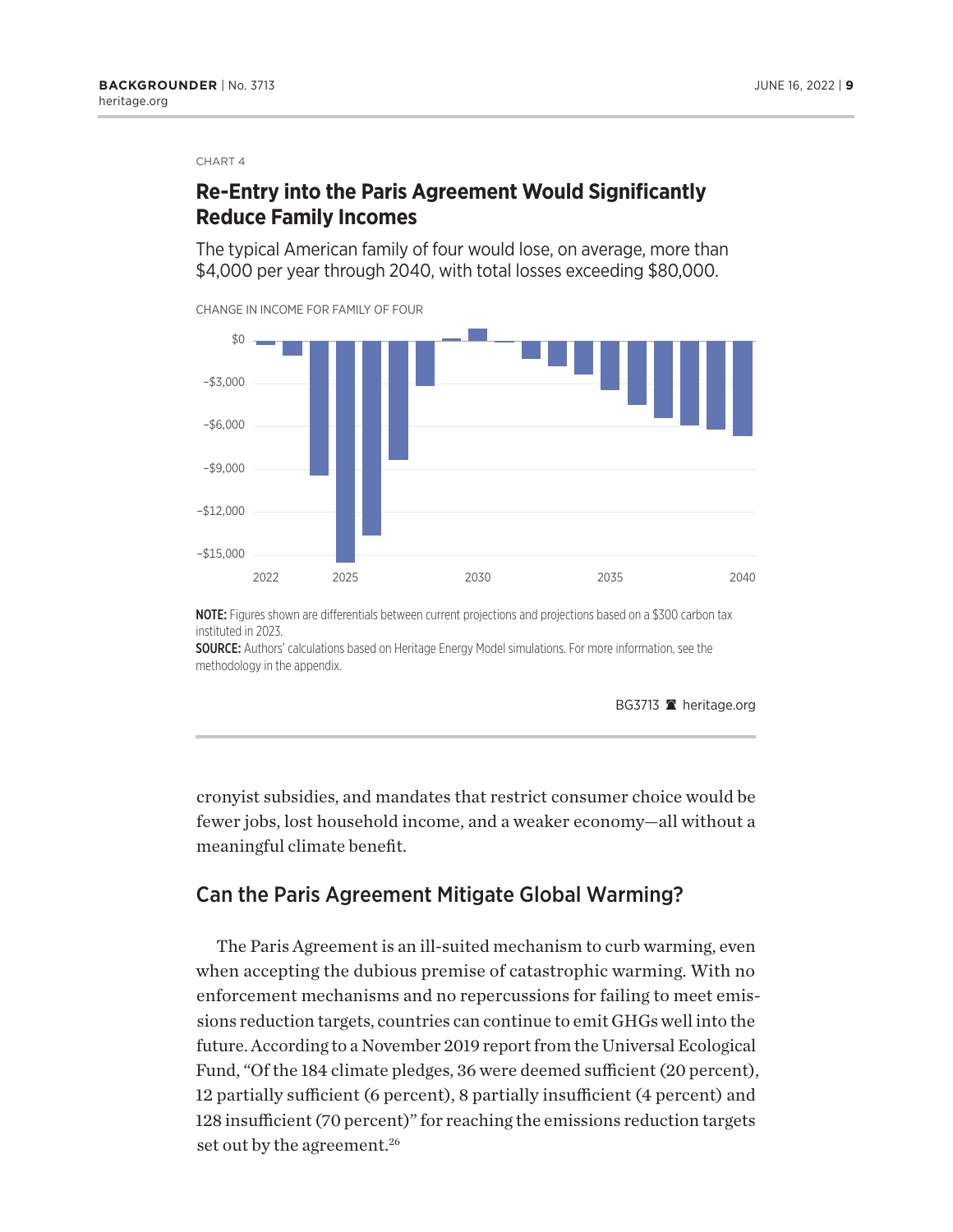CHART 4

## Re-Entry into the Paris Agreement Would Significantly Reduce Family Incomes

The typical American family of four would lose, on average, more than $4,000 per year through 2040, with total losses exceeding $80,000.

CHANGE IN INCOME FOR FAMILY OF FOUR

**NOTE:** Figures shown are differentials between current projections and projections based on a $300 carbon tax instituted in 2023.
**SOURCE:** Authors' calculations based on Heritage Energy Model simulations. For more information, see the methodology in the appendix.

BG3713 heritage.org

cronyist subsidies, and mandates that restrict consumer choice would be fewer jobs, lost household income, and a weaker economy—all without a meaningful climate benefit.

## Can the Paris Agreement Mitigate Global Warming?

The Paris Agreement is an ill-suited mechanism to curb warming, even when accepting the dubious premise of catastrophic warming. With no enforcement mechanisms and no repercussions for failing to meet emissions reduction targets, countries can continue to emit GHGs well into the future. According to a November 2019 report from the Universal Ecological Fund, "Of the 184 climate pledges, 36 were deemed sufficient (20 percent), 12 partially sufficient (6 percent), 8 partially insufficient (4 percent) and 128 insufficient (70 percent)" for reaching the emissions reduction targets set out by the agreement.[26]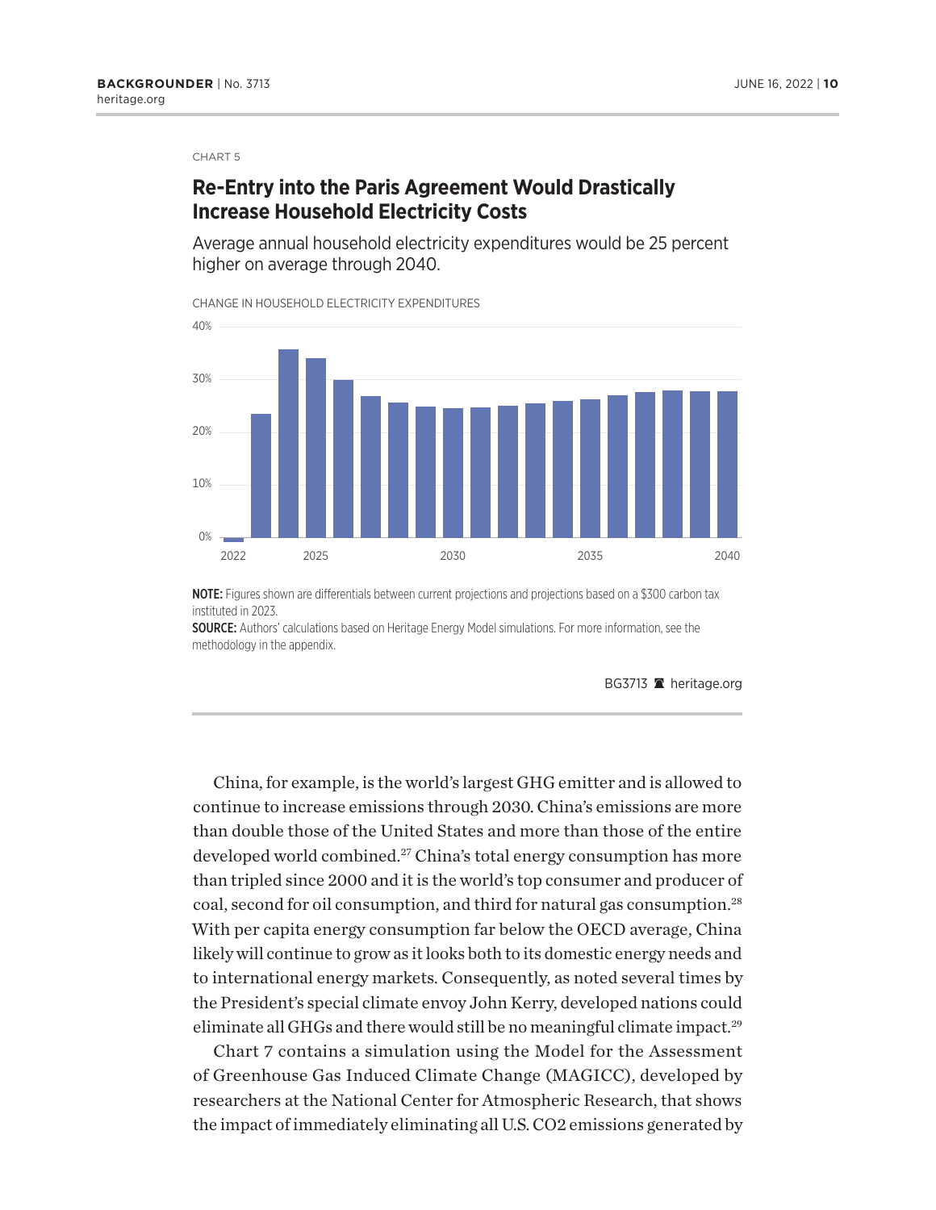CHART 5

## Re-Entry into the Paris Agreement Would Drastically Increase Household Electricity Costs

Average annual household electricity expenditures would be 25 percent higher on average through 2040.

CHANGE IN HOUSEHOLD ELECTRICITY EXPENDITURES

**NOTE:** Figures shown are differentials between current projections and projections based on a $300 carbon tax instituted in 2023.

**SOURCE:** Authors' calculations based on Heritage Energy Model simulations. For more information, see the methodology in the appendix.

BG3713 heritage.org

China, for example, is the world's largest GHG emitter and is allowed to continue to increase emissions through 2030. China's emissions are more than double those of the United States and more than those of the entire developed world combined.[27] China's total energy consumption has more than tripled since 2000 and it is the world's top consumer and producer of coal, second for oil consumption, and third for natural gas consumption.[28] With per capita energy consumption far below the OECD average, China likely will continue to grow as it looks both to its domestic energy needs and to international energy markets. Consequently, as noted several times by the President's special climate envoy John Kerry, developed nations could eliminate all GHGs and there would still be no meaningful climate impact.[29]

Chart 7 contains a simulation using the Model for the Assessment of Greenhouse Gas Induced Climate Change (MAGICC), developed by researchers at the National Center for Atmospheric Research, that shows the impact of immediately eliminating all U.S. CO2 emissions generated by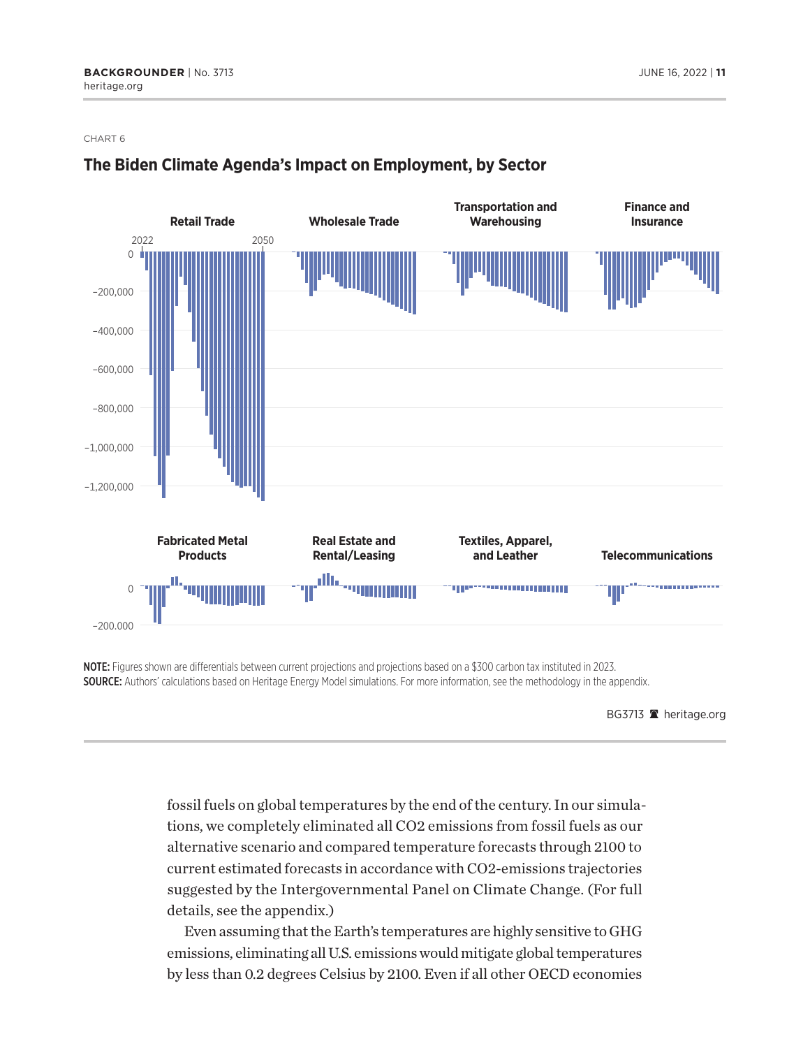CHART 6

## The Biden Climate Agenda's Impact on Employment, by Sector

Retail Trade | Wholesale Trade | Transportation and Warehousing | Finance and Insurance

2022 | 2050

0, −200,000, −400,000, −600,000, −800,000, −1,000,000, −1,200,000

Fabricated Metal Products | Real Estate and Rental/Leasing | Textiles, Apparel, and Leather | Telecommunications

0, −200.000

**NOTE:** Figures shown are differentials between current projections and projections based on a $300 carbon tax instituted in 2023.
**SOURCE:** Authors' calculations based on Heritage Energy Model simulations. For more information, see the methodology in the appendix.

BG3713 heritage.org

fossil fuels on global temperatures by the end of the century. In our simulations, we completely eliminated all CO2 emissions from fossil fuels as our alternative scenario and compared temperature forecasts through 2100 to current estimated forecasts in accordance with CO2-emissions trajectories suggested by the Intergovernmental Panel on Climate Change. (For full details, see the appendix.)

Even assuming that the Earth's temperatures are highly sensitive to GHG emissions, eliminating all U.S. emissions would mitigate global temperatures by less than 0.2 degrees Celsius by 2100. Even if all other OECD economies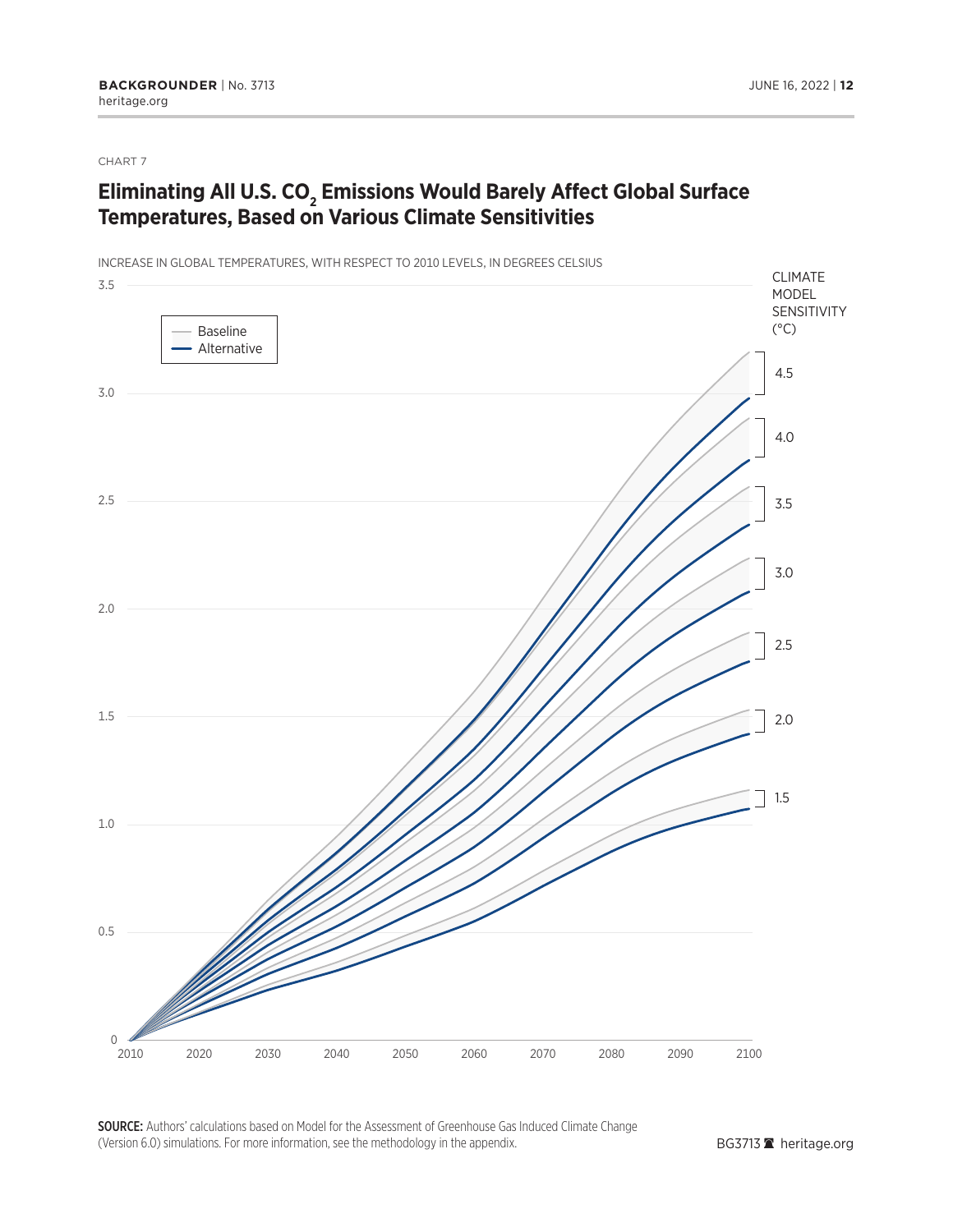CHART 7

## Eliminating All U.S. $CO_2$ Emissions Would Barely Affect Global Surface Temperatures, Based on Various Climate Sensitivities

INCREASE IN GLOBAL TEMPERATURES, WITH RESPECT TO 2010 LEVELS, IN DEGREES CELSIUS

Baseline
Alternative

CLIMATE MODEL SENSITIVITY (°C)

4.5
4.0
3.5
3.0
2.5
2.0
1.5

3.5
3.0
2.5
2.0
1.5
1.0
0.5
0

2010 2020 2030 2040 2050 2060 2070 2080 2090 2100

**SOURCE:** Authors' calculations based on Model for the Assessment of Greenhouse Gas Induced Climate Change (Version 6.0) simulations. For more information, see the methodology in the appendix.

BG3713 heritage.org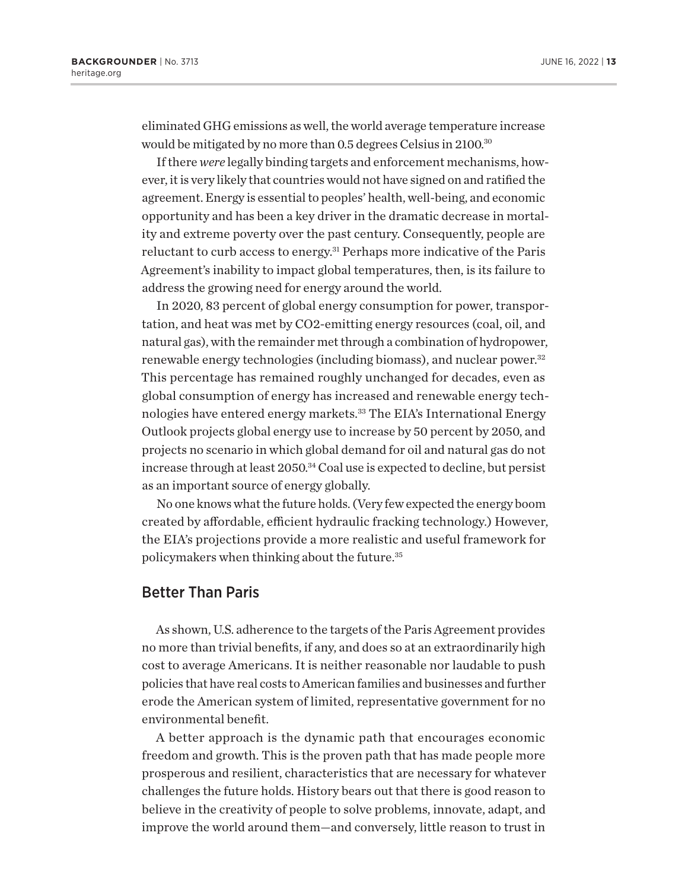eliminated GHG emissions as well, the world average temperature increase would be mitigated by no more than 0.5 degrees Celsius in 2100.[30]

If there *were* legally binding targets and enforcement mechanisms, however, it is very likely that countries would not have signed on and ratified the agreement. Energy is essential to peoples' health, well-being, and economic opportunity and has been a key driver in the dramatic decrease in mortality and extreme poverty over the past century. Consequently, people are reluctant to curb access to energy.[31] Perhaps more indicative of the Paris Agreement's inability to impact global temperatures, then, is its failure to address the growing need for energy around the world.

In 2020, 83 percent of global energy consumption for power, transportation, and heat was met by CO2-emitting energy resources (coal, oil, and natural gas), with the remainder met through a combination of hydropower, renewable energy technologies (including biomass), and nuclear power.[32] This percentage has remained roughly unchanged for decades, even as global consumption of energy has increased and renewable energy technologies have entered energy markets.[33] The EIA's International Energy Outlook projects global energy use to increase by 50 percent by 2050, and projects no scenario in which global demand for oil and natural gas do not increase through at least 2050.[34] Coal use is expected to decline, but persist as an important source of energy globally.

No one knows what the future holds. (Very few expected the energy boom created by affordable, efficient hydraulic fracking technology.) However, the EIA's projections provide a more realistic and useful framework for policymakers when thinking about the future.[35]

## Better Than Paris

As shown, U.S. adherence to the targets of the Paris Agreement provides no more than trivial benefits, if any, and does so at an extraordinarily high cost to average Americans. It is neither reasonable nor laudable to push policies that have real costs to American families and businesses and further erode the American system of limited, representative government for no environmental benefit.

A better approach is the dynamic path that encourages economic freedom and growth. This is the proven path that has made people more prosperous and resilient, characteristics that are necessary for whatever challenges the future holds. History bears out that there is good reason to believe in the creativity of people to solve problems, innovate, adapt, and improve the world around them—and conversely, little reason to trust in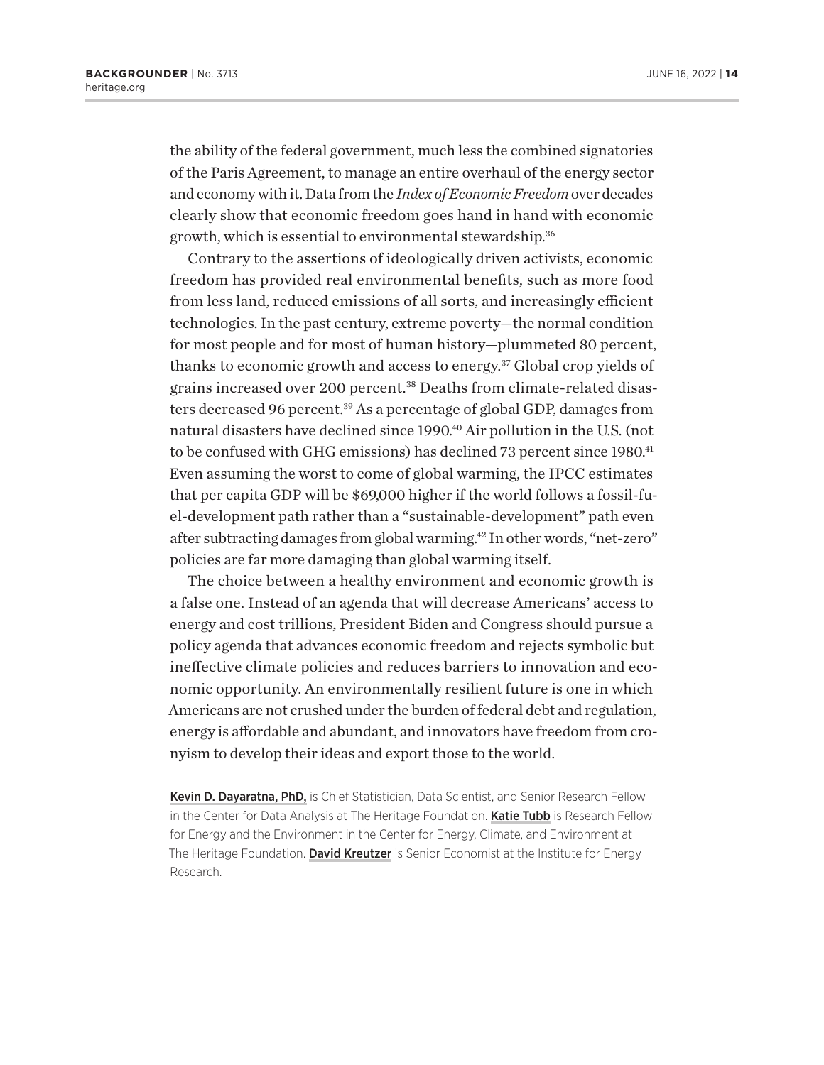the ability of the federal government, much less the combined signatories of the Paris Agreement, to manage an entire overhaul of the energy sector and economy with it. Data from the *Index of Economic Freedom* over decades clearly show that economic freedom goes hand in hand with economic growth, which is essential to environmental stewardship.[36]

Contrary to the assertions of ideologically driven activists, economic freedom has provided real environmental benefits, such as more food from less land, reduced emissions of all sorts, and increasingly efficient technologies. In the past century, extreme poverty—the normal condition for most people and for most of human history—plummeted 80 percent, thanks to economic growth and access to energy.[37] Global crop yields of grains increased over 200 percent.[38] Deaths from climate-related disasters decreased 96 percent.[39] As a percentage of global GDP, damages from natural disasters have declined since 1990.[40] Air pollution in the U.S. (not to be confused with GHG emissions) has declined 73 percent since 1980.[41] Even assuming the worst to come of global warming, the IPCC estimates that per capita GDP will be $69,000 higher if the world follows a fossil-fuel-development path rather than a "sustainable-development" path even after subtracting damages from global warming.[42] In other words, "net-zero" policies are far more damaging than global warming itself.

The choice between a healthy environment and economic growth is a false one. Instead of an agenda that will decrease Americans' access to energy and cost trillions, President Biden and Congress should pursue a policy agenda that advances economic freedom and rejects symbolic but ineffective climate policies and reduces barriers to innovation and economic opportunity. An environmentally resilient future is one in which Americans are not crushed under the burden of federal debt and regulation, energy is affordable and abundant, and innovators have freedom from cronyism to develop their ideas and export those to the world.

**Kevin D. Dayaratna, PhD,** is Chief Statistician, Data Scientist, and Senior Research Fellow in the Center for Data Analysis at The Heritage Foundation. **Katie Tubb** is Research Fellow for Energy and the Environment in the Center for Energy, Climate, and Environment at The Heritage Foundation. **David Kreutzer** is Senior Economist at the Institute for Energy Research.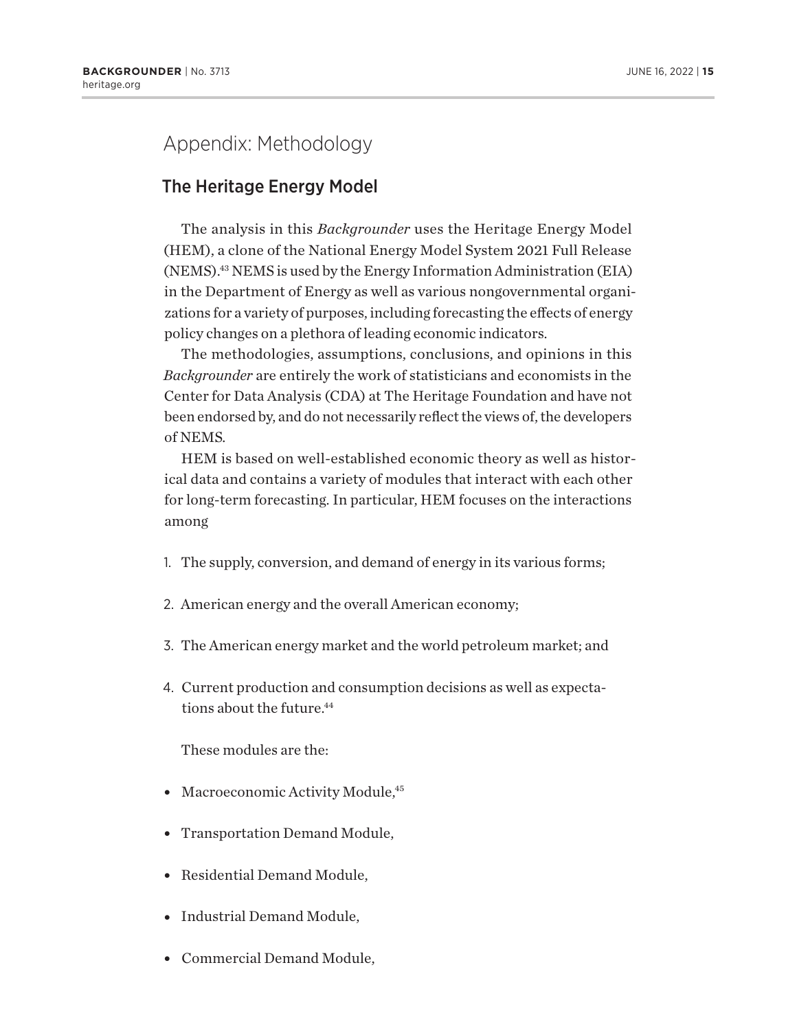# Appendix: Methodology

## The Heritage Energy Model

The analysis in this *Backgrounder* uses the Heritage Energy Model (HEM), a clone of the National Energy Model System 2021 Full Release (NEMS).[43] NEMS is used by the Energy Information Administration (EIA) in the Department of Energy as well as various nongovernmental organizations for a variety of purposes, including forecasting the effects of energy policy changes on a plethora of leading economic indicators.

The methodologies, assumptions, conclusions, and opinions in this *Backgrounder* are entirely the work of statisticians and economists in the Center for Data Analysis (CDA) at The Heritage Foundation and have not been endorsed by, and do not necessarily reflect the views of, the developers of NEMS.

HEM is based on well-established economic theory as well as historical data and contains a variety of modules that interact with each other for long-term forecasting. In particular, HEM focuses on the interactions among

1. The supply, conversion, and demand of energy in its various forms;
2. American energy and the overall American economy;
3. The American energy market and the world petroleum market; and
4. Current production and consumption decisions as well as expectations about the future.[44]

These modules are the:

- Macroeconomic Activity Module,[45]
- Transportation Demand Module,
- Residential Demand Module,
- Industrial Demand Module,
- Commercial Demand Module,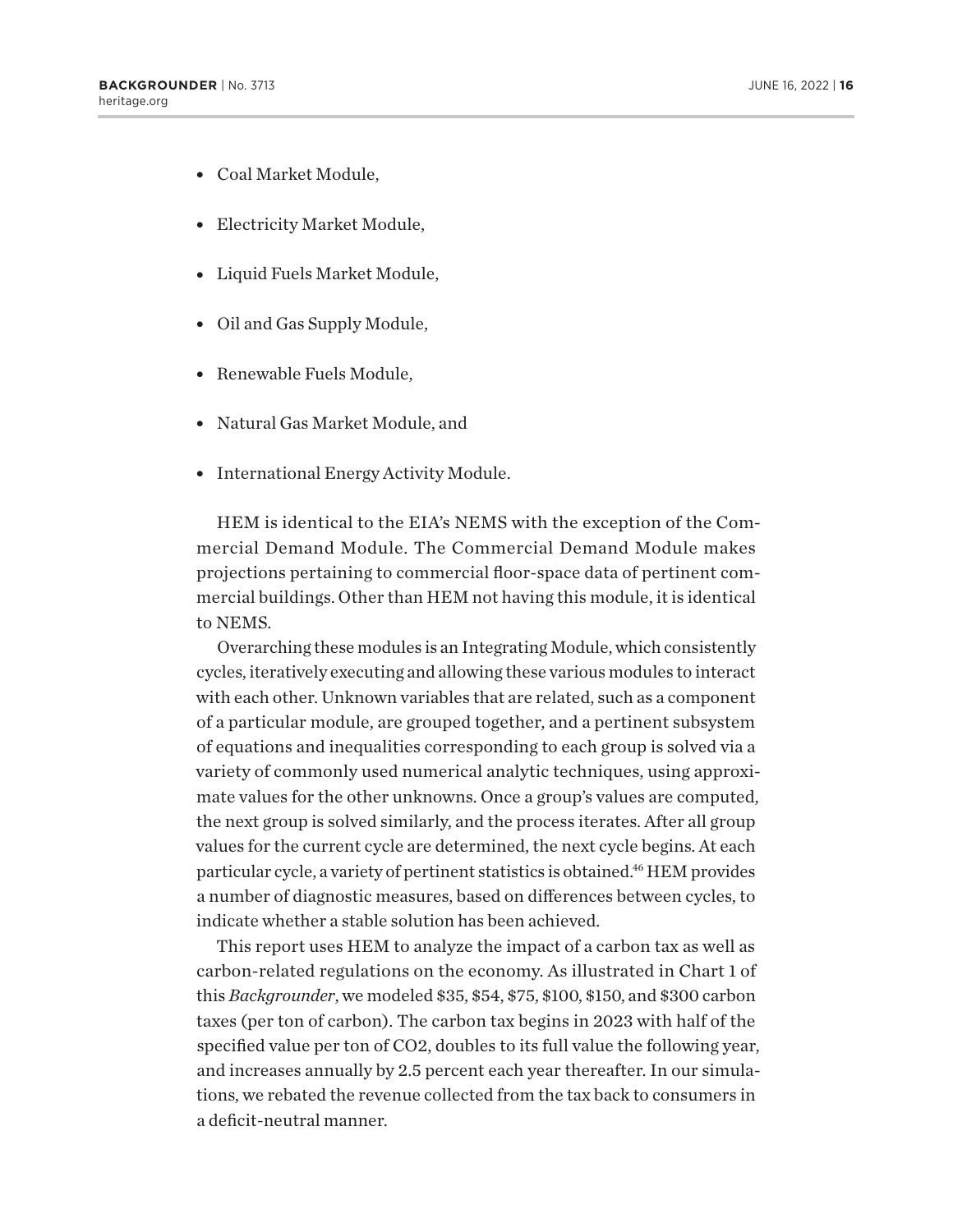- Coal Market Module,
- Electricity Market Module,
- Liquid Fuels Market Module,
- Oil and Gas Supply Module,
- Renewable Fuels Module,
- Natural Gas Market Module, and
- International Energy Activity Module.

HEM is identical to the EIA's NEMS with the exception of the Commercial Demand Module. The Commercial Demand Module makes projections pertaining to commercial floor-space data of pertinent commercial buildings. Other than HEM not having this module, it is identical to NEMS.

Overarching these modules is an Integrating Module, which consistently cycles, iteratively executing and allowing these various modules to interact with each other. Unknown variables that are related, such as a component of a particular module, are grouped together, and a pertinent subsystem of equations and inequalities corresponding to each group is solved via a variety of commonly used numerical analytic techniques, using approximate values for the other unknowns. Once a group's values are computed, the next group is solved similarly, and the process iterates. After all group values for the current cycle are determined, the next cycle begins. At each particular cycle, a variety of pertinent statistics is obtained.[46] HEM provides a number of diagnostic measures, based on differences between cycles, to indicate whether a stable solution has been achieved.

This report uses HEM to analyze the impact of a carbon tax as well as carbon-related regulations on the economy. As illustrated in Chart 1 of this *Backgrounder*, we modeled $35, $54, $75, $100, $150, and $300 carbon taxes (per ton of carbon). The carbon tax begins in 2023 with half of the specified value per ton of $CO_2$, doubles to its full value the following year, and increases annually by 2.5 percent each year thereafter. In our simulations, we rebated the revenue collected from the tax back to consumers in a deficit-neutral manner.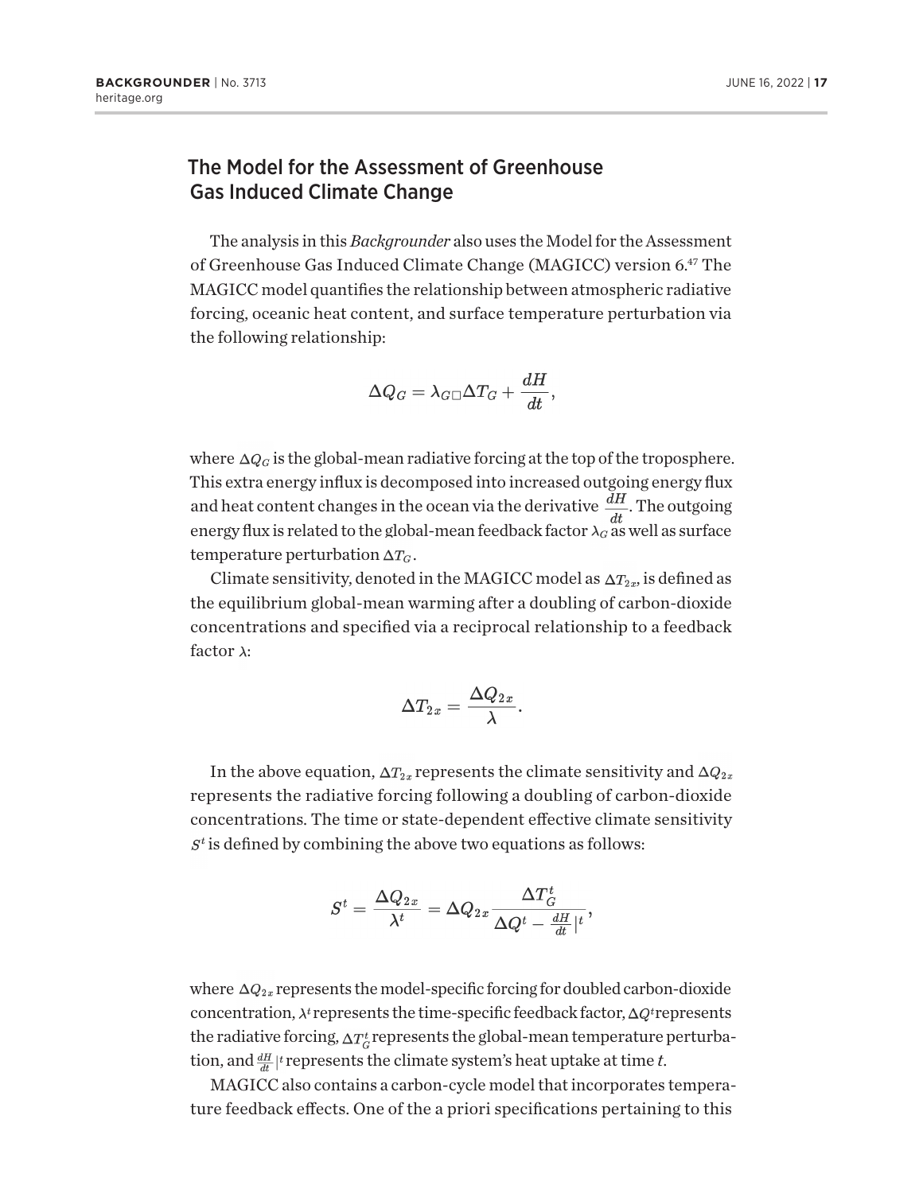## The Model for the Assessment of Greenhouse Gas Induced Climate Change

The analysis in this *Backgrounder* also uses the Model for the Assessment of Greenhouse Gas Induced Climate Change (MAGICC) version 6.[47] The MAGICC model quantifies the relationship between atmospheric radiative forcing, oceanic heat content, and surface temperature perturbation via the following relationship:

$$\Delta Q_G = \lambda_{G\square} \Delta T_G + \frac{dH}{dt},$$

where $\Delta Q_G$ is the global-mean radiative forcing at the top of the troposphere. This extra energy influx is decomposed into increased outgoing energy flux and heat content changes in the ocean via the derivative $\frac{dH}{dt}$. The outgoing energy flux is related to the global-mean feedback factor $\lambda_G$ as well as surface temperature perturbation $\Delta T_G$.

Climate sensitivity, denoted in the MAGICC model as $\Delta T_{2x}$, is defined as the equilibrium global-mean warming after a doubling of carbon-dioxide concentrations and specified via a reciprocal relationship to a feedback factor $\lambda$:

$$\Delta T_{2x} = \frac{\Delta Q_{2x}}{\lambda}.$$

In the above equation, $\Delta T_{2x}$ represents the climate sensitivity and $\Delta Q_{2x}$ represents the radiative forcing following a doubling of carbon-dioxide concentrations. The time or state-dependent effective climate sensitivity $S^t$ is defined by combining the above two equations as follows:

$$S^t = \frac{\Delta Q_{2x}}{\lambda^t} = \Delta Q_{2x} \frac{\Delta T_G^t}{\Delta Q^t - \frac{dH}{dt}|^t},$$

where $\Delta Q_{2x}$ represents the model-specific forcing for doubled carbon-dioxide concentration, $\lambda^t$ represents the time-specific feedback factor, $\Delta Q^t$ represents the radiative forcing, $\Delta T_G^t$ represents the global-mean temperature perturbation, and $\frac{dH}{dt}|^t$ represents the climate system's heat uptake at time *t*.

MAGICC also contains a carbon-cycle model that incorporates temperature feedback effects. One of the a priori specifications pertaining to this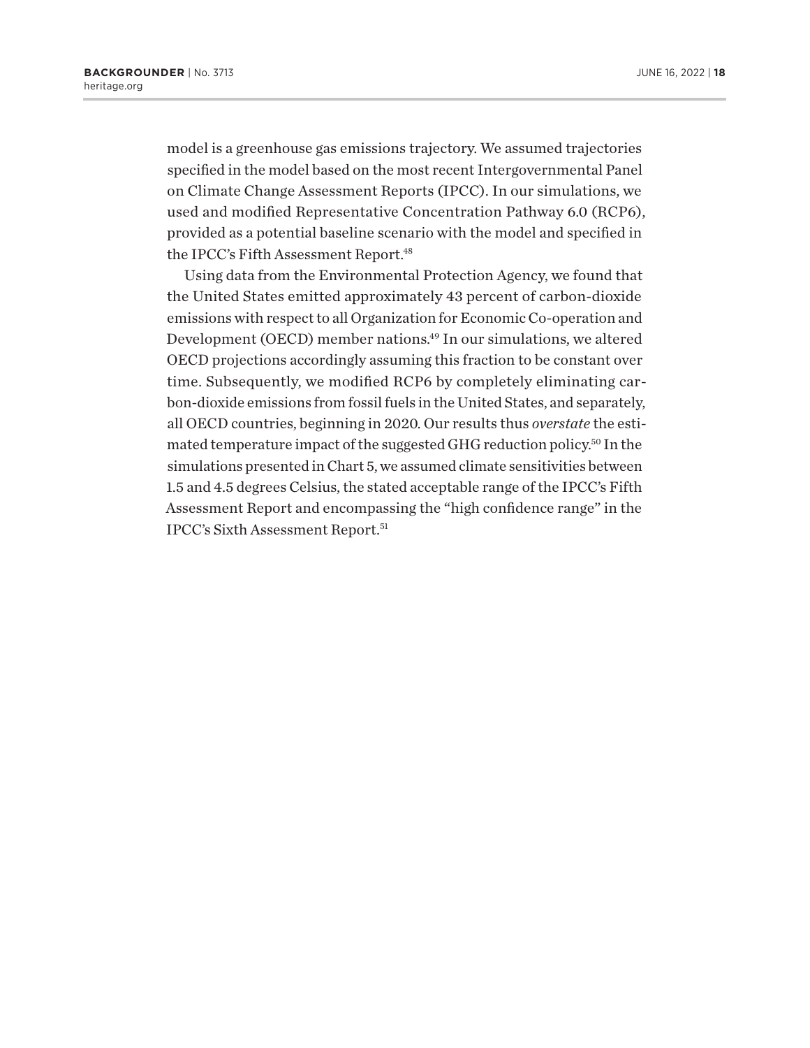model is a greenhouse gas emissions trajectory. We assumed trajectories specified in the model based on the most recent Intergovernmental Panel on Climate Change Assessment Reports (IPCC). In our simulations, we used and modified Representative Concentration Pathway 6.0 (RCP6), provided as a potential baseline scenario with the model and specified in the IPCC's Fifth Assessment Report.[48]

Using data from the Environmental Protection Agency, we found that the United States emitted approximately 43 percent of carbon-dioxide emissions with respect to all Organization for Economic Co-operation and Development (OECD) member nations.[49] In our simulations, we altered OECD projections accordingly assuming this fraction to be constant over time. Subsequently, we modified RCP6 by completely eliminating carbon-dioxide emissions from fossil fuels in the United States, and separately, all OECD countries, beginning in 2020. Our results thus *overstate* the estimated temperature impact of the suggested GHG reduction policy.[50] In the simulations presented in Chart 5, we assumed climate sensitivities between 1.5 and 4.5 degrees Celsius, the stated acceptable range of the IPCC's Fifth Assessment Report and encompassing the "high confidence range" in the IPCC's Sixth Assessment Report.[51]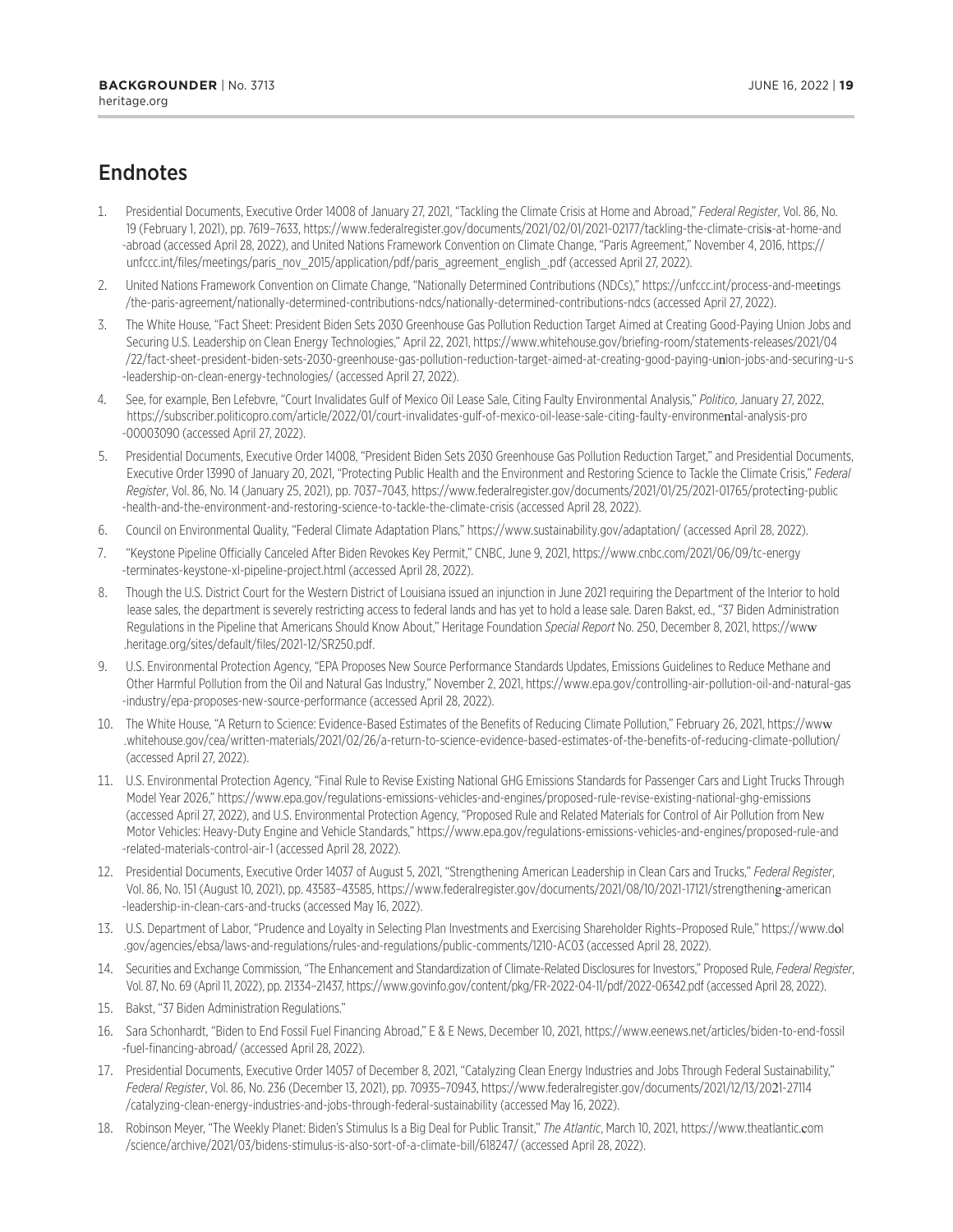## Endnotes

1. Presidential Documents, Executive Order 14008 of January 27, 2021, "Tackling the Climate Crisis at Home and Abroad," *Federal Register*, Vol. 86, No. 19 (February 1, 2021), pp. 7619–7633, https://www.federalregister.gov/documents/2021/02/01/2021-02177/tackling-the-climate-crisis-at-home-and-abroad (accessed April 28, 2022), and United Nations Framework Convention on Climate Change, "Paris Agreement," November 4, 2016, https://unfccc.int/files/meetings/paris_nov_2015/application/pdf/paris_agreement_english_.pdf (accessed April 27, 2022).
2. United Nations Framework Convention on Climate Change, "Nationally Determined Contributions (NDCs)," https://unfccc.int/process-and-meetings/the-paris-agreement/nationally-determined-contributions-ndcs/nationally-determined-contributions-ndcs (accessed April 27, 2022).
3. The White House, "Fact Sheet: President Biden Sets 2030 Greenhouse Gas Pollution Reduction Target Aimed at Creating Good-Paying Union Jobs and Securing U.S. Leadership on Clean Energy Technologies," April 22, 2021, https://www.whitehouse.gov/briefing-room/statements-releases/2021/04/22/fact-sheet-president-biden-sets-2030-greenhouse-gas-pollution-reduction-target-aimed-at-creating-good-paying-union-jobs-and-securing-u-s-leadership-on-clean-energy-technologies/ (accessed April 27, 2022).
4. See, for example, Ben Lefebvre, "Court Invalidates Gulf of Mexico Oil Lease Sale, Citing Faulty Environmental Analysis," *Politico*, January 27, 2022, https://subscriber.politicopro.com/article/2022/01/court-invalidates-gulf-of-mexico-oil-lease-sale-citing-faulty-environmental-analysis-pro-00003090 (accessed April 27, 2022).
5. Presidential Documents, Executive Order 14008, "President Biden Sets 2030 Greenhouse Gas Pollution Reduction Target," and Presidential Documents, Executive Order 13990 of January 20, 2021, "Protecting Public Health and the Environment and Restoring Science to Tackle the Climate Crisis," *Federal Register*, Vol. 86, No. 14 (January 25, 2021), pp. 7037–7043, https://www.federalregister.gov/documents/2021/01/25/2021-01765/protecting-public-health-and-the-environment-and-restoring-science-to-tackle-the-climate-crisis (accessed April 28, 2022).
6. Council on Environmental Quality, "Federal Climate Adaptation Plans," https://www.sustainability.gov/adaptation/ (accessed April 28, 2022).
7. "Keystone Pipeline Officially Canceled After Biden Revokes Key Permit," CNBC, June 9, 2021, https://www.cnbc.com/2021/06/09/tc-energy-terminates-keystone-xl-pipeline-project.html (accessed April 28, 2022).
8. Though the U.S. District Court for the Western District of Louisiana issued an injunction in June 2021 requiring the Department of the Interior to hold lease sales, the department is severely restricting access to federal lands and has yet to hold a lease sale. Daren Bakst, ed., "37 Biden Administration Regulations in the Pipeline that Americans Should Know About," Heritage Foundation *Special Report* No. 250, December 8, 2021, https://www.heritage.org/sites/default/files/2021-12/SR250.pdf.
9. U.S. Environmental Protection Agency, "EPA Proposes New Source Performance Standards Updates, Emissions Guidelines to Reduce Methane and Other Harmful Pollution from the Oil and Natural Gas Industry," November 2, 2021, https://www.epa.gov/controlling-air-pollution-oil-and-natural-gas-industry/epa-proposes-new-source-performance (accessed April 28, 2022).
10. The White House, "A Return to Science: Evidence-Based Estimates of the Benefits of Reducing Climate Pollution," February 26, 2021, https://www.whitehouse.gov/cea/written-materials/2021/02/26/a-return-to-science-evidence-based-estimates-of-the-benefits-of-reducing-climate-pollution/ (accessed April 27, 2022).
11. U.S. Environmental Protection Agency, "Final Rule to Revise Existing National GHG Emissions Standards for Passenger Cars and Light Trucks Through Model Year 2026," https://www.epa.gov/regulations-emissions-vehicles-and-engines/proposed-rule-revise-existing-national-ghg-emissions (accessed April 27, 2022), and U.S. Environmental Protection Agency, "Proposed Rule and Related Materials for Control of Air Pollution from New Motor Vehicles: Heavy-Duty Engine and Vehicle Standards," https://www.epa.gov/regulations-emissions-vehicles-and-engines/proposed-rule-and-related-materials-control-air-1 (accessed April 28, 2022).
12. Presidential Documents, Executive Order 14037 of August 5, 2021, "Strengthening American Leadership in Clean Cars and Trucks," *Federal Register*, Vol. 86, No. 151 (August 10, 2021), pp. 43583–43585, https://www.federalregister.gov/documents/2021/08/10/2021-17121/strengthening-american-leadership-in-clean-cars-and-trucks (accessed May 16, 2022).
13. U.S. Department of Labor, "Prudence and Loyalty in Selecting Plan Investments and Exercising Shareholder Rights–Proposed Rule," https://www.dol.gov/agencies/ebsa/laws-and-regulations/rules-and-regulations/public-comments/1210-AC03 (accessed April 28, 2022).
14. Securities and Exchange Commission, "The Enhancement and Standardization of Climate-Related Disclosures for Investors," Proposed Rule, *Federal Register*, Vol. 87, No. 69 (April 11, 2022), pp. 21334–21437, https://www.govinfo.gov/content/pkg/FR-2022-04-11/pdf/2022-06342.pdf (accessed April 28, 2022).
15. Bakst, "37 Biden Administration Regulations."
16. Sara Schonhardt, "Biden to End Fossil Fuel Financing Abroad," E & E News, December 10, 2021, https://www.eenews.net/articles/biden-to-end-fossil-fuel-financing-abroad/ (accessed April 28, 2022).
17. Presidential Documents, Executive Order 14057 of December 8, 2021, "Catalyzing Clean Energy Industries and Jobs Through Federal Sustainability," *Federal Register*, Vol. 86, No. 236 (December 13, 2021), pp. 70935–70943, https://www.federalregister.gov/documents/2021/12/13/2021-27114/catalyzing-clean-energy-industries-and-jobs-through-federal-sustainability (accessed May 16, 2022).
18. Robinson Meyer, "The Weekly Planet: Biden's Stimulus Is a Big Deal for Public Transit," *The Atlantic*, March 10, 2021, https://www.theatlantic.com/science/archive/2021/03/bidens-stimulus-is-also-sort-of-a-climate-bill/618247/ (accessed April 28, 2022).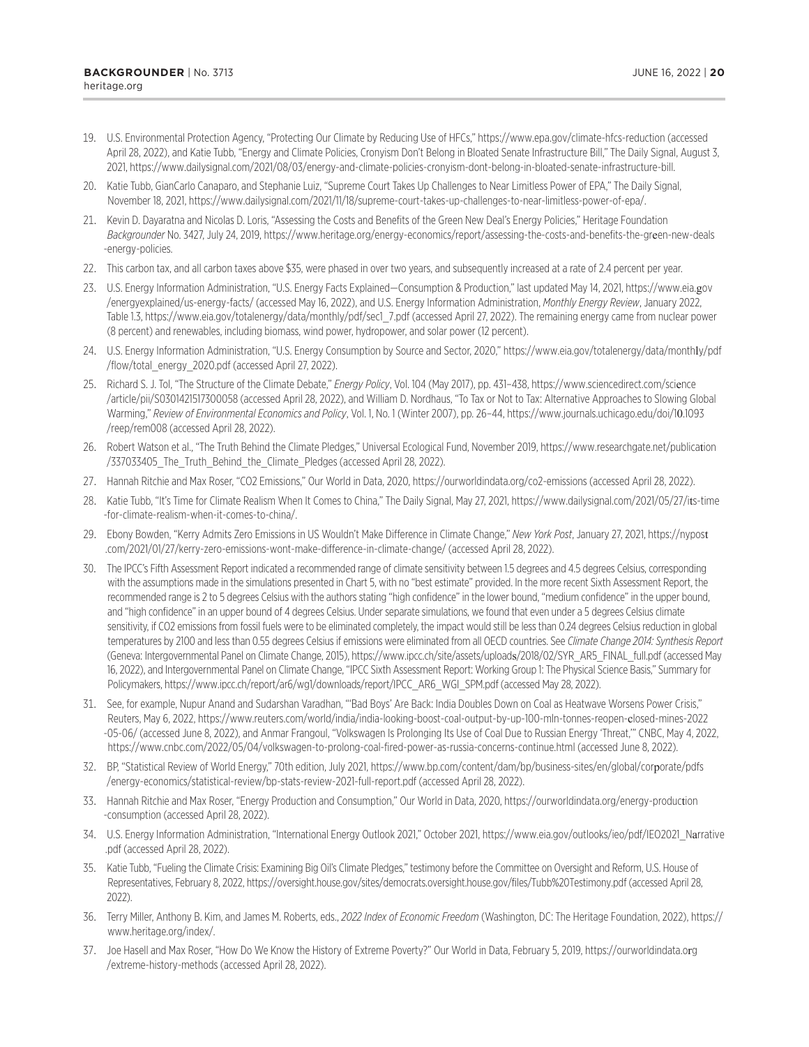19. U.S. Environmental Protection Agency, "Protecting Our Climate by Reducing Use of HFCs," https://www.epa.gov/climate-hfcs-reduction (accessed April 28, 2022), and Katie Tubb, "Energy and Climate Policies, Cronyism Don't Belong in Bloated Senate Infrastructure Bill," The Daily Signal, August 3, 2021, https://www.dailysignal.com/2021/08/03/energy-and-climate-policies-cronyism-dont-belong-in-bloated-senate-infrastructure-bill.
20. Katie Tubb, GianCarlo Canaparo, and Stephanie Luiz, "Supreme Court Takes Up Challenges to Near Limitless Power of EPA," The Daily Signal, November 18, 2021, https://www.dailysignal.com/2021/11/18/supreme-court-takes-up-challenges-to-near-limitless-power-of-epa/.
21. Kevin D. Dayaratna and Nicolas D. Loris, "Assessing the Costs and Benefits of the Green New Deal's Energy Policies," Heritage Foundation *Backgrounder* No. 3427, July 24, 2019, https://www.heritage.org/energy-economics/report/assessing-the-costs-and-benefits-the-green-new-deals-energy-policies.
22. This carbon tax, and all carbon taxes above $35, were phased in over two years, and subsequently increased at a rate of 2.4 percent per year.
23. U.S. Energy Information Administration, "U.S. Energy Facts Explained—Consumption & Production," last updated May 14, 2021, https://www.eia.gov/energyexplained/us-energy-facts/ (accessed May 16, 2022), and U.S. Energy Information Administration, *Monthly Energy Review*, January 2022, Table 1.3, https://www.eia.gov/totalenergy/data/monthly/pdf/sec1_7.pdf (accessed April 27, 2022). The remaining energy came from nuclear power (8 percent) and renewables, including biomass, wind power, hydropower, and solar power (12 percent).
24. U.S. Energy Information Administration, "U.S. Energy Consumption by Source and Sector, 2020," https://www.eia.gov/totalenergy/data/monthly/pdf/flow/total_energy_2020.pdf (accessed April 27, 2022).
25. Richard S. J. Tol, "The Structure of the Climate Debate," *Energy Policy*, Vol. 104 (May 2017), pp. 431–438, https://www.sciencedirect.com/science/article/pii/S0301421517300058 (accessed April 28, 2022), and William D. Nordhaus, "To Tax or Not to Tax: Alternative Approaches to Slowing Global Warming," *Review of Environmental Economics and Policy*, Vol. 1, No. 1 (Winter 2007), pp. 26–44, https://www.journals.uchicago.edu/doi/10.1093/reep/rem008 (accessed April 28, 2022).
26. Robert Watson et al., "The Truth Behind the Climate Pledges," Universal Ecological Fund, November 2019, https://www.researchgate.net/publication/337033405_The_Truth_Behind_the_Climate_Pledges (accessed April 28, 2022).
27. Hannah Ritchie and Max Roser, "CO2 Emissions," Our World in Data, 2020, https://ourworldindata.org/co2-emissions (accessed April 28, 2022).
28. Katie Tubb, "It's Time for Climate Realism When It Comes to China," The Daily Signal, May 27, 2021, https://www.dailysignal.com/2021/05/27/its-time-for-climate-realism-when-it-comes-to-china/.
29. Ebony Bowden, "Kerry Admits Zero Emissions in US Wouldn't Make Difference in Climate Change," *New York Post*, January 27, 2021, https://nypost.com/2021/01/27/kerry-zero-emissions-wont-make-difference-in-climate-change/ (accessed April 28, 2022).
30. The IPCC's Fifth Assessment Report indicated a recommended range of climate sensitivity between 1.5 degrees and 4.5 degrees Celsius, corresponding with the assumptions made in the simulations presented in Chart 5, with no "best estimate" provided. In the more recent Sixth Assessment Report, the recommended range is 2 to 5 degrees Celsius with the authors stating "high confidence" in the lower bound, "medium confidence" in the upper bound, and "high confidence" in an upper bound of 4 degrees Celsius. Under separate simulations, we found that even under a 5 degrees Celsius climate sensitivity, if CO2 emissions from fossil fuels were to be eliminated completely, the impact would still be less than 0.24 degrees Celsius reduction in global temperatures by 2100 and less than 0.55 degrees Celsius if emissions were eliminated from all OECD countries. See *Climate Change 2014: Synthesis Report* (Geneva: Intergovernmental Panel on Climate Change, 2015), https://www.ipcc.ch/site/assets/uploads/2018/02/SYR_AR5_FINAL_full.pdf (accessed May 16, 2022), and Intergovernmental Panel on Climate Change, "IPCC Sixth Assessment Report: Working Group 1: The Physical Science Basis," Summary for Policymakers, https://www.ipcc.ch/report/ar6/wg1/downloads/report/IPCC_AR6_WGI_SPM.pdf (accessed May 28, 2022).
31. See, for example, Nupur Anand and Sudarshan Varadhan, "'Bad Boys' Are Back: India Doubles Down on Coal as Heatwave Worsens Power Crisis," Reuters, May 6, 2022, https://www.reuters.com/world/india/india-looking-boost-coal-output-by-up-100-mln-tonnes-reopen-closed-mines-2022-05-06/ (accessed June 8, 2022), and Anmar Frangoul, "Volkswagen Is Prolonging Its Use of Coal Due to Russian Energy 'Threat,'" CNBC, May 4, 2022, https://www.cnbc.com/2022/05/04/volkswagen-to-prolong-coal-fired-power-as-russia-concerns-continue.html (accessed June 8, 2022).
32. BP, "Statistical Review of World Energy," 70th edition, July 2021, https://www.bp.com/content/dam/bp/business-sites/en/global/corporate/pdfs/energy-economics/statistical-review/bp-stats-review-2021-full-report.pdf (accessed April 28, 2022).
33. Hannah Ritchie and Max Roser, "Energy Production and Consumption," Our World in Data, 2020, https://ourworldindata.org/energy-production-consumption (accessed April 28, 2022).
34. U.S. Energy Information Administration, "International Energy Outlook 2021," October 2021, https://www.eia.gov/outlooks/ieo/pdf/IEO2021_Narrative.pdf (accessed April 28, 2022).
35. Katie Tubb, "Fueling the Climate Crisis: Examining Big Oil's Climate Pledges," testimony before the Committee on Oversight and Reform, U.S. House of Representatives, February 8, 2022, https://oversight.house.gov/sites/democrats.oversight.house.gov/files/Tubb%20Testimony.pdf (accessed April 28, 2022).
36. Terry Miller, Anthony B. Kim, and James M. Roberts, eds., *2022 Index of Economic Freedom* (Washington, DC: The Heritage Foundation, 2022), https://www.heritage.org/index/.
37. Joe Hasell and Max Roser, "How Do We Know the History of Extreme Poverty?" Our World in Data, February 5, 2019, https://ourworldindata.org/extreme-history-methods (accessed April 28, 2022).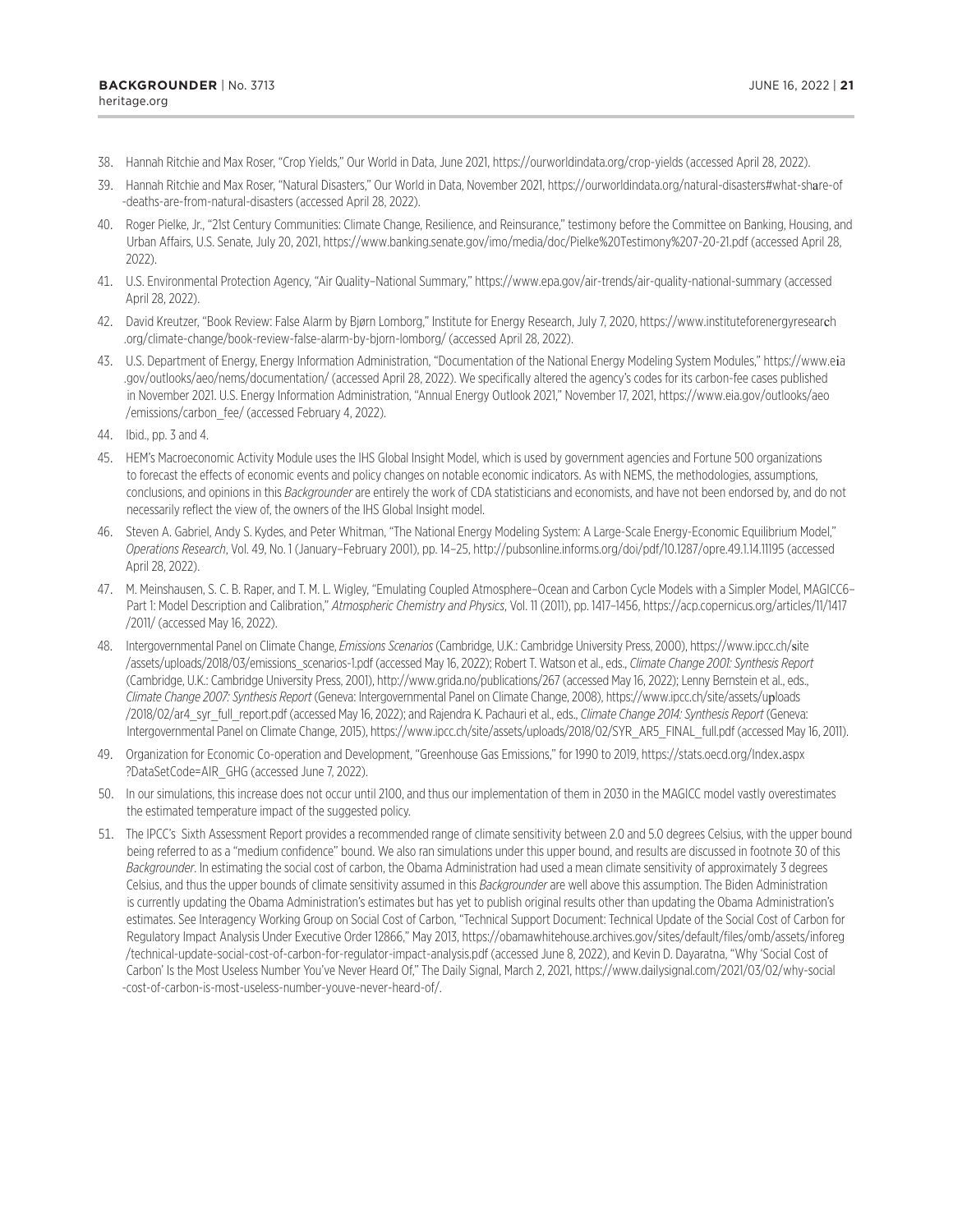38. Hannah Ritchie and Max Roser, "Crop Yields," Our World in Data, June 2021, https://ourworldindata.org/crop-yields (accessed April 28, 2022).

39. Hannah Ritchie and Max Roser, "Natural Disasters," Our World in Data, November 2021, https://ourworldindata.org/natural-disasters#what-share-of-deaths-are-from-natural-disasters (accessed April 28, 2022).

40. Roger Pielke, Jr., "21st Century Communities: Climate Change, Resilience, and Reinsurance," testimony before the Committee on Banking, Housing, and Urban Affairs, U.S. Senate, July 20, 2021, https://www.banking.senate.gov/imo/media/doc/Pielke%20Testimony%207-20-21.pdf (accessed April 28, 2022).

41. U.S. Environmental Protection Agency, "Air Quality–National Summary," https://www.epa.gov/air-trends/air-quality-national-summary (accessed April 28, 2022).

42. David Kreutzer, "Book Review: False Alarm by Bjørn Lomborg," Institute for Energy Research, July 7, 2020, https://www.instituteforenergyresearch.org/climate-change/book-review-false-alarm-by-bjorn-lomborg/ (accessed April 28, 2022).

43. U.S. Department of Energy, Energy Information Administration, "Documentation of the National Energy Modeling System Modules," https://www.eia.gov/outlooks/aeo/nems/documentation/ (accessed April 28, 2022). We specifically altered the agency's codes for its carbon-fee cases published in November 2021. U.S. Energy Information Administration, "Annual Energy Outlook 2021," November 17, 2021, https://www.eia.gov/outlooks/aeo/emissions/carbon_fee/ (accessed February 4, 2022).

44. Ibid., pp. 3 and 4.

45. HEM's Macroeconomic Activity Module uses the IHS Global Insight Model, which is used by government agencies and Fortune 500 organizations to forecast the effects of economic events and policy changes on notable economic indicators. As with NEMS, the methodologies, assumptions, conclusions, and opinions in this *Backgrounder* are entirely the work of CDA statisticians and economists, and have not been endorsed by, and do not necessarily reflect the view of, the owners of the IHS Global Insight model.

46. Steven A. Gabriel, Andy S. Kydes, and Peter Whitman, "The National Energy Modeling System: A Large-Scale Energy-Economic Equilibrium Model," *Operations Research*, Vol. 49, No. 1 (January–February 2001), pp. 14–25, http://pubsonline.informs.org/doi/pdf/10.1287/opre.49.1.14.11195 (accessed April 28, 2022).

47. M. Meinshausen, S. C. B. Raper, and T. M. L. Wigley, "Emulating Coupled Atmosphere–Ocean and Carbon Cycle Models with a Simpler Model, MAGICC6–Part 1: Model Description and Calibration," *Atmospheric Chemistry and Physics*, Vol. 11 (2011), pp. 1417–1456, https://acp.copernicus.org/articles/11/1417/2011/ (accessed May 16, 2022).

48. Intergovernmental Panel on Climate Change, *Emissions Scenarios* (Cambridge, U.K.: Cambridge University Press, 2000), https://www.ipcc.ch/site/assets/uploads/2018/03/emissions_scenarios-1.pdf (accessed May 16, 2022); Robert T. Watson et al., eds., *Climate Change 2001: Synthesis Report* (Cambridge, U.K.: Cambridge University Press, 2001), http://www.grida.no/publications/267 (accessed May 16, 2022); Lenny Bernstein et al., eds., *Climate Change 2007: Synthesis Report* (Geneva: Intergovernmental Panel on Climate Change, 2008), https://www.ipcc.ch/site/assets/uploads/2018/02/ar4_syr_full_report.pdf (accessed May 16, 2022); and Rajendra K. Pachauri et al., eds., *Climate Change 2014: Synthesis Report* (Geneva: Intergovernmental Panel on Climate Change, 2015), https://www.ipcc.ch/site/assets/uploads/2018/02/SYR_AR5_FINAL_full.pdf (accessed May 16, 2011).

49. Organization for Economic Co-operation and Development, "Greenhouse Gas Emissions," for 1990 to 2019, https://stats.oecd.org/Index.aspx?DataSetCode=AIR_GHG (accessed June 7, 2022).

50. In our simulations, this increase does not occur until 2100, and thus our implementation of them in 2030 in the MAGICC model vastly overestimates the estimated temperature impact of the suggested policy.

51. The IPCC's Sixth Assessment Report provides a recommended range of climate sensitivity between 2.0 and 5.0 degrees Celsius, with the upper bound being referred to as a "medium confidence" bound. We also ran simulations under this upper bound, and results are discussed in footnote 30 of this *Backgrounder*. In estimating the social cost of carbon, the Obama Administration had used a mean climate sensitivity of approximately 3 degrees Celsius, and thus the upper bounds of climate sensitivity assumed in this *Backgrounder* are well above this assumption. The Biden Administration is currently updating the Obama Administration's estimates but has yet to publish original results other than updating the Obama Administration's estimates. See Interagency Working Group on Social Cost of Carbon, "Technical Support Document: Technical Update of the Social Cost of Carbon for Regulatory Impact Analysis Under Executive Order 12866," May 2013, https://obamawhitehouse.archives.gov/sites/default/files/omb/assets/inforeg/technical-update-social-cost-of-carbon-for-regulator-impact-analysis.pdf (accessed June 8, 2022), and Kevin D. Dayaratna, "Why 'Social Cost of Carbon' Is the Most Useless Number You've Never Heard Of," The Daily Signal, March 2, 2021, https://www.dailysignal.com/2021/03/02/why-social-cost-of-carbon-is-most-useless-number-youve-never-heard-of/.